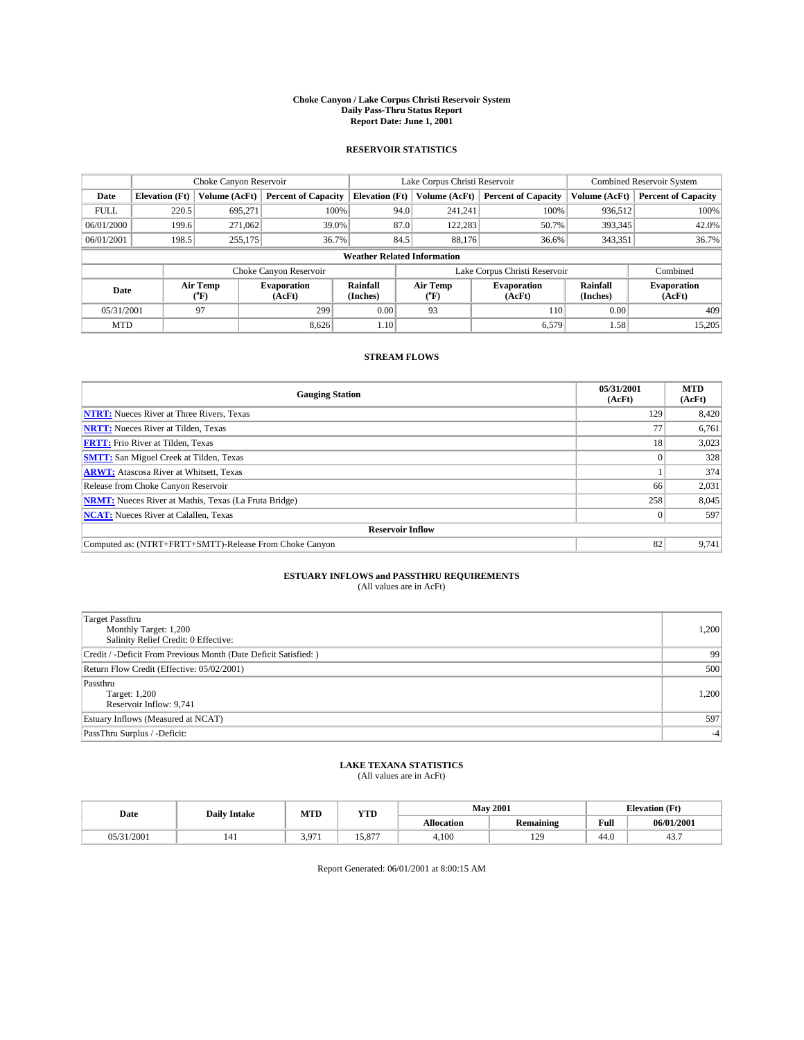# Choke Canyon / Lake Corpus Christi Reservoir System
## Daily Pass-Thru Status Report
### Report Date: June 1, 2001

## RESERVOIR STATISTICS

| | Choke Canyon Reservoir | | | Lake Corpus Christi Reservoir | | | Combined Reservoir System | |
|---|---|---|---|---|---|---|---|---|
| Date | Elevation (Ft) | Volume (AcFt) | Percent of Capacity | Elevation (Ft) | Volume (AcFt) | Percent of Capacity | Volume (AcFt) | Percent of Capacity |
| FULL | 220.5 | 695,271 | 100% | 94.0 | 241,241 | 100% | 936,512 | 100% |
| 06/01/2000 | 199.6 | 271,062 | 39.0% | 87.0 | 122,283 | 50.7% | 393,345 | 42.0% |
| 06/01/2001 | 198.5 | 255,175 | 36.7% | 84.5 | 88,176 | 36.6% | 343,351 | 36.7% |

**Weather Related Information**

| | Choke Canyon Reservoir | | | Lake Corpus Christi Reservoir | | | Combined |
|---|---|---|---|---|---|---|---|
| Date | Air Temp (°F) | Evaporation (AcFt) | Rainfall (Inches) | Air Temp (°F) | Evaporation (AcFt) | Rainfall (Inches) | Evaporation (AcFt) |
| 05/31/2001 | 97 | 299 | 0.00 | 93 | 110 | 0.00 | 409 |
| MTD | | 8,626 | 1.10 | | 6,579 | 1.58 | 15,205 |

## STREAM FLOWS

| Gauging Station | 05/31/2001 (AcFt) | MTD (AcFt) |
|---|---|---|
| **NTRT:** Nueces River at Three Rivers, Texas | 129 | 8,420 |
| **NRTT:** Nueces River at Tilden, Texas | 77 | 6,761 |
| **FRTT:** Frio River at Tilden, Texas | 18 | 3,023 |
| **SMTT:** San Miguel Creek at Tilden, Texas | 0 | 328 |
| **ARWT:** Atascosa River at Whitsett, Texas | 1 | 374 |
| Release from Choke Canyon Reservoir | 66 | 2,031 |
| **NRMT:** Nueces River at Mathis, Texas (La Fruta Bridge) | 258 | 8,045 |
| **NCAT:** Nueces River at Calallen, Texas | 0 | 597 |
| **Reservoir Inflow** | | |
| Computed as: (NTRT+FRTT+SMTT)-Release From Choke Canyon | 82 | 9,741 |

## ESTUARY INFLOWS and PASSTHRU REQUIREMENTS
(All values are in AcFt)

| | |
|---|---|
| Target Passthru<br>Monthly Target: 1,200<br>Salinity Relief Credit: 0 Effective: | 1,200 |
| Credit / -Deficit From Previous Month (Date Deficit Satisfied: ) | 99 |
| Return Flow Credit (Effective: 05/02/2001) | 500 |
| Passthru<br>Target: 1,200<br>Reservoir Inflow: 9,741 | 1,200 |
| Estuary Inflows (Measured at NCAT) | 597 |
| PassThru Surplus / -Deficit: | -4 |

## LAKE TEXANA STATISTICS
(All values are in AcFt)

| Date | Daily Intake | MTD | YTD | May 2001 | | Elevation (Ft) | |
|---|---|---|---|---|---|---|---|
| | | | | Allocation | Remaining | Full | 06/01/2001 |
| 05/31/2001 | 141 | 3,971 | 15,877 | 4,100 | 129 | 44.0 | 43.7 |

Report Generated: 06/01/2001 at 8:00:15 AM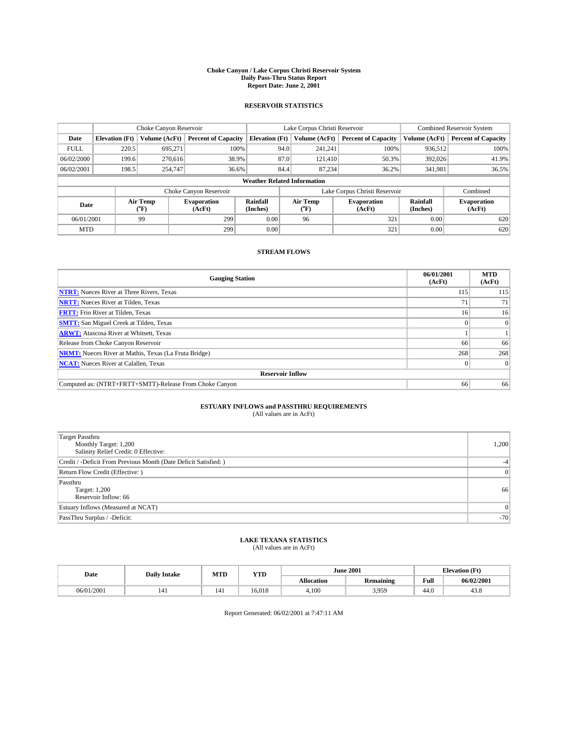# Choke Canyon / Lake Corpus Christi Reservoir System
## Daily Pass-Thru Status Report
### Report Date: June 2, 2001

## RESERVOIR STATISTICS

| | Choke Canyon Reservoir | | | Lake Corpus Christi Reservoir | | | Combined Reservoir System | |
|---|---|---|---|---|---|---|---|---|
| Date | Elevation (Ft) | Volume (AcFt) | Percent of Capacity | Elevation (Ft) | Volume (AcFt) | Percent of Capacity | Volume (AcFt) | Percent of Capacity |
| FULL | 220.5 | 695,271 | 100% | 94.0 | 241,241 | 100% | 936,512 | 100% |
| 06/02/2000 | 199.6 | 270,616 | 38.9% | 87.0 | 121,410 | 50.3% | 392,026 | 41.9% |
| 06/02/2001 | 198.5 | 254,747 | 36.6% | 84.4 | 87,234 | 36.2% | 341,981 | 36.5% |

**Weather Related Information**

| | Choke Canyon Reservoir | | | Lake Corpus Christi Reservoir | | | Combined |
|---|---|---|---|---|---|---|---|
| Date | Air Temp (°F) | Evaporation (AcFt) | Rainfall (Inches) | Air Temp (°F) | Evaporation (AcFt) | Rainfall (Inches) | Evaporation (AcFt) |
| 06/01/2001 | 99 | 299 | 0.00 | 96 | 321 | 0.00 | 620 |
| MTD | | 299 | 0.00 | | 321 | 0.00 | 620 |

## STREAM FLOWS

| Gauging Station | 06/01/2001 (AcFt) | MTD (AcFt) |
|---|---|---|
| **NTRT:** Nueces River at Three Rivers, Texas | 115 | 115 |
| **NRTT:** Nueces River at Tilden, Texas | 71 | 71 |
| **FRTT:** Frio River at Tilden, Texas | 16 | 16 |
| **SMTT:** San Miguel Creek at Tilden, Texas | 0 | 0 |
| **ARWT:** Atascosa River at Whitsett, Texas | 1 | 1 |
| Release from Choke Canyon Reservoir | 66 | 66 |
| **NRMT:** Nueces River at Mathis, Texas (La Fruta Bridge) | 268 | 268 |
| **NCAT:** Nueces River at Calallen, Texas | 0 | 0 |
| **Reservoir Inflow** | | |
| Computed as: (NTRT+FRTT+SMTT)-Release From Choke Canyon | 66 | 66 |

## ESTUARY INFLOWS and PASSTHRU REQUIREMENTS
(All values are in AcFt)

| | |
|---|---|
| Target Passthru<br>Monthly Target: 1,200<br>Salinity Relief Credit: 0 Effective: | 1,200 |
| Credit / -Deficit From Previous Month (Date Deficit Satisfied: ) | -4 |
| Return Flow Credit (Effective: ) | 0 |
| Passthru<br>Target: 1,200<br>Reservoir Inflow: 66 | 66 |
| Estuary Inflows (Measured at NCAT) | 0 |
| PassThru Surplus / -Deficit: | -70 |

## LAKE TEXANA STATISTICS
(All values are in AcFt)

| Date | Daily Intake | MTD | YTD | June 2001 | | Elevation (Ft) | |
|---|---|---|---|---|---|---|---|
| | | | | Allocation | Remaining | Full | 06/02/2001 |
| 06/01/2001 | 141 | 141 | 16,018 | 4,100 | 3,959 | 44.0 | 43.8 |

Report Generated: 06/02/2001 at 7:47:11 AM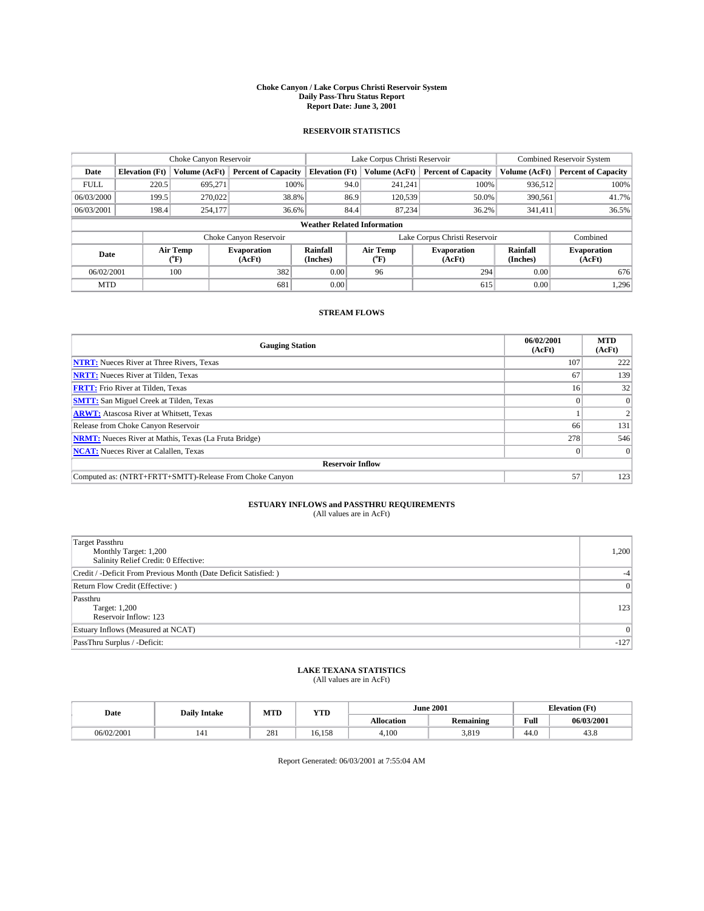# Choke Canyon / Lake Corpus Christi Reservoir System
## Daily Pass-Thru Status Report
### Report Date: June 3, 2001

## RESERVOIR STATISTICS

| | Choke Canyon Reservoir | | | Lake Corpus Christi Reservoir | | | Combined Reservoir System | |
|---|---|---|---|---|---|---|---|---|
| Date | Elevation (Ft) | Volume (AcFt) | Percent of Capacity | Elevation (Ft) | Volume (AcFt) | Percent of Capacity | Volume (AcFt) | Percent of Capacity |
| FULL | 220.5 | 695,271 | 100% | 94.0 | 241,241 | 100% | 936,512 | 100% |
| 06/03/2000 | 199.5 | 270,022 | 38.8% | 86.9 | 120,539 | 50.0% | 390,561 | 41.7% |
| 06/03/2001 | 198.4 | 254,177 | 36.6% | 84.4 | 87,234 | 36.2% | 341,411 | 36.5% |

**Weather Related Information**

| | Choke Canyon Reservoir | | | Lake Corpus Christi Reservoir | | | Combined |
|---|---|---|---|---|---|---|---|
| Date | Air Temp (°F) | Evaporation (AcFt) | Rainfall (Inches) | Air Temp (°F) | Evaporation (AcFt) | Rainfall (Inches) | Evaporation (AcFt) |
| 06/02/2001 | 100 | 382 | 0.00 | 96 | 294 | 0.00 | 676 |
| MTD | | 681 | 0.00 | | 615 | 0.00 | 1,296 |

## STREAM FLOWS

| Gauging Station | 06/02/2001 (AcFt) | MTD (AcFt) |
|---|---|---|
| **NTRT:** Nueces River at Three Rivers, Texas | 107 | 222 |
| **NRTT:** Nueces River at Tilden, Texas | 67 | 139 |
| **FRTT:** Frio River at Tilden, Texas | 16 | 32 |
| **SMTT:** San Miguel Creek at Tilden, Texas | 0 | 0 |
| **ARWT:** Atascosa River at Whitsett, Texas | 1 | 2 |
| Release from Choke Canyon Reservoir | 66 | 131 |
| **NRMT:** Nueces River at Mathis, Texas (La Fruta Bridge) | 278 | 546 |
| **NCAT:** Nueces River at Calallen, Texas | 0 | 0 |
| **Reservoir Inflow** | | |
| Computed as: (NTRT+FRTT+SMTT)-Release From Choke Canyon | 57 | 123 |

## ESTUARY INFLOWS and PASSTHRU REQUIREMENTS
(All values are in AcFt)

| | |
|---|---|
| Target Passthru<br>Monthly Target: 1,200<br>Salinity Relief Credit: 0 Effective: | 1,200 |
| Credit / -Deficit From Previous Month (Date Deficit Satisfied: ) | -4 |
| Return Flow Credit (Effective: ) | 0 |
| Passthru<br>Target: 1,200<br>Reservoir Inflow: 123 | 123 |
| Estuary Inflows (Measured at NCAT) | 0 |
| PassThru Surplus / -Deficit: | -127 |

## LAKE TEXANA STATISTICS
(All values are in AcFt)

| Date | Daily Intake | MTD | YTD | June 2001 | | Elevation (Ft) | |
|---|---|---|---|---|---|---|---|
| | | | | Allocation | Remaining | Full | 06/03/2001 |
| 06/02/2001 | 141 | 281 | 16,158 | 4,100 | 3,819 | 44.0 | 43.8 |

Report Generated: 06/03/2001 at 7:55:04 AM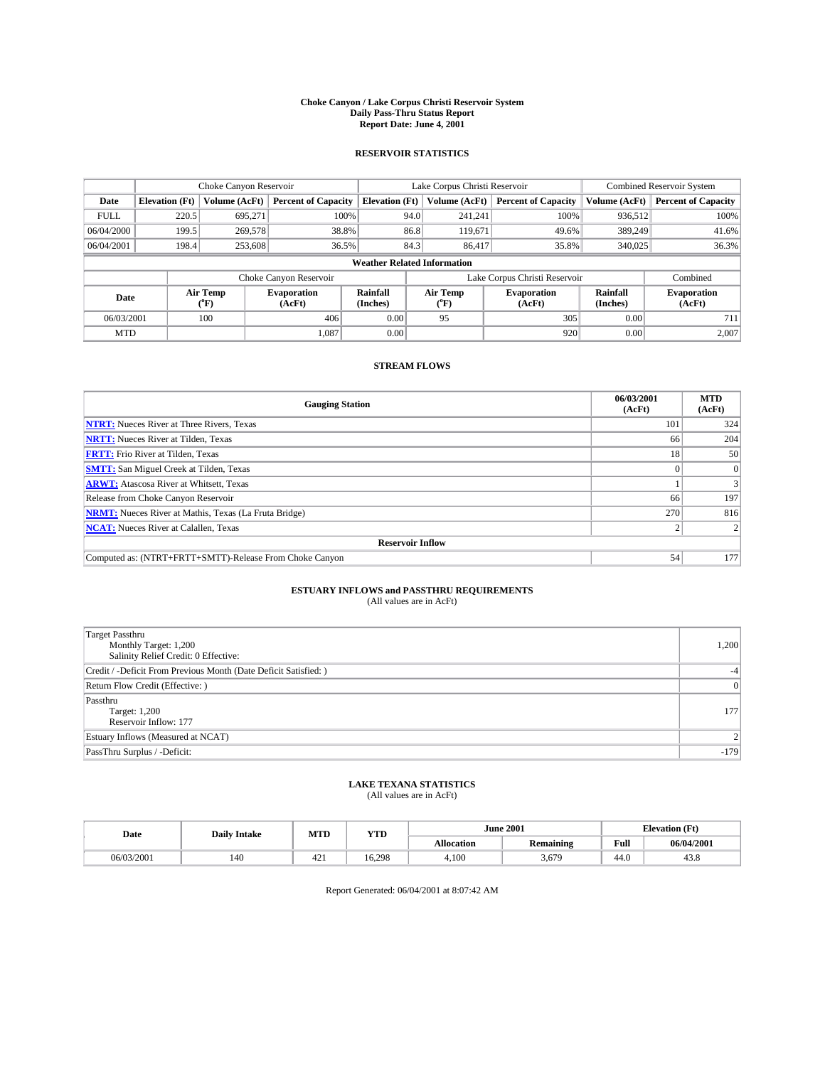# Choke Canyon / Lake Corpus Christi Reservoir System
## Daily Pass-Thru Status Report
## Report Date: June 4, 2001

### RESERVOIR STATISTICS

| | Choke Canyon Reservoir | | | Lake Corpus Christi Reservoir | | | Combined Reservoir System | |
|---|---|---|---|---|---|---|---|---|
| Date | Elevation (Ft) | Volume (AcFt) | Percent of Capacity | Elevation (Ft) | Volume (AcFt) | Percent of Capacity | Volume (AcFt) | Percent of Capacity |
| FULL | 220.5 | 695,271 | 100% | 94.0 | 241,241 | 100% | 936,512 | 100% |
| 06/04/2000 | 199.5 | 269,578 | 38.8% | 86.8 | 119,671 | 49.6% | 389,249 | 41.6% |
| 06/04/2001 | 198.4 | 253,608 | 36.5% | 84.3 | 86,417 | 35.8% | 340,025 | 36.3% |

**Weather Related Information**

| | Choke Canyon Reservoir | | | Lake Corpus Christi Reservoir | | | Combined |
|---|---|---|---|---|---|---|---|
| Date | Air Temp (°F) | Evaporation (AcFt) | Rainfall (Inches) | Air Temp (°F) | Evaporation (AcFt) | Rainfall (Inches) | Evaporation (AcFt) |
| 06/03/2001 | 100 | 406 | 0.00 | 95 | 305 | 0.00 | 711 |
| MTD | | 1,087 | 0.00 | | 920 | 0.00 | 2,007 |

### STREAM FLOWS

| Gauging Station | 06/03/2001 (AcFt) | MTD (AcFt) |
|---|---|---|
| **NTRT:** Nueces River at Three Rivers, Texas | 101 | 324 |
| **NRTT:** Nueces River at Tilden, Texas | 66 | 204 |
| **FRTT:** Frio River at Tilden, Texas | 18 | 50 |
| **SMTT:** San Miguel Creek at Tilden, Texas | 0 | 0 |
| **ARWT:** Atascosa River at Whitsett, Texas | 1 | 3 |
| Release from Choke Canyon Reservoir | 66 | 197 |
| **NRMT:** Nueces River at Mathis, Texas (La Fruta Bridge) | 270 | 816 |
| **NCAT:** Nueces River at Calallen, Texas | 2 | 2 |
| **Reservoir Inflow** | | |
| Computed as: (NTRT+FRTT+SMTT)-Release From Choke Canyon | 54 | 177 |

### ESTUARY INFLOWS and PASSTHRU REQUIREMENTS
(All values are in AcFt)

| | |
|---|---|
| Target Passthru<br>Monthly Target: 1,200<br>Salinity Relief Credit: 0 Effective: | 1,200 |
| Credit / -Deficit From Previous Month (Date Deficit Satisfied: ) | -4 |
| Return Flow Credit (Effective: ) | 0 |
| Passthru<br>Target: 1,200<br>Reservoir Inflow: 177 | 177 |
| Estuary Inflows (Measured at NCAT) | 2 |
| PassThru Surplus / -Deficit: | -179 |

### LAKE TEXANA STATISTICS
(All values are in AcFt)

| Date | Daily Intake | MTD | YTD | June 2001 | | Elevation (Ft) | |
|---|---|---|---|---|---|---|---|
| | | | | Allocation | Remaining | Full | 06/04/2001 |
| 06/03/2001 | 140 | 421 | 16,298 | 4,100 | 3,679 | 44.0 | 43.8 |

Report Generated: 06/04/2001 at 8:07:42 AM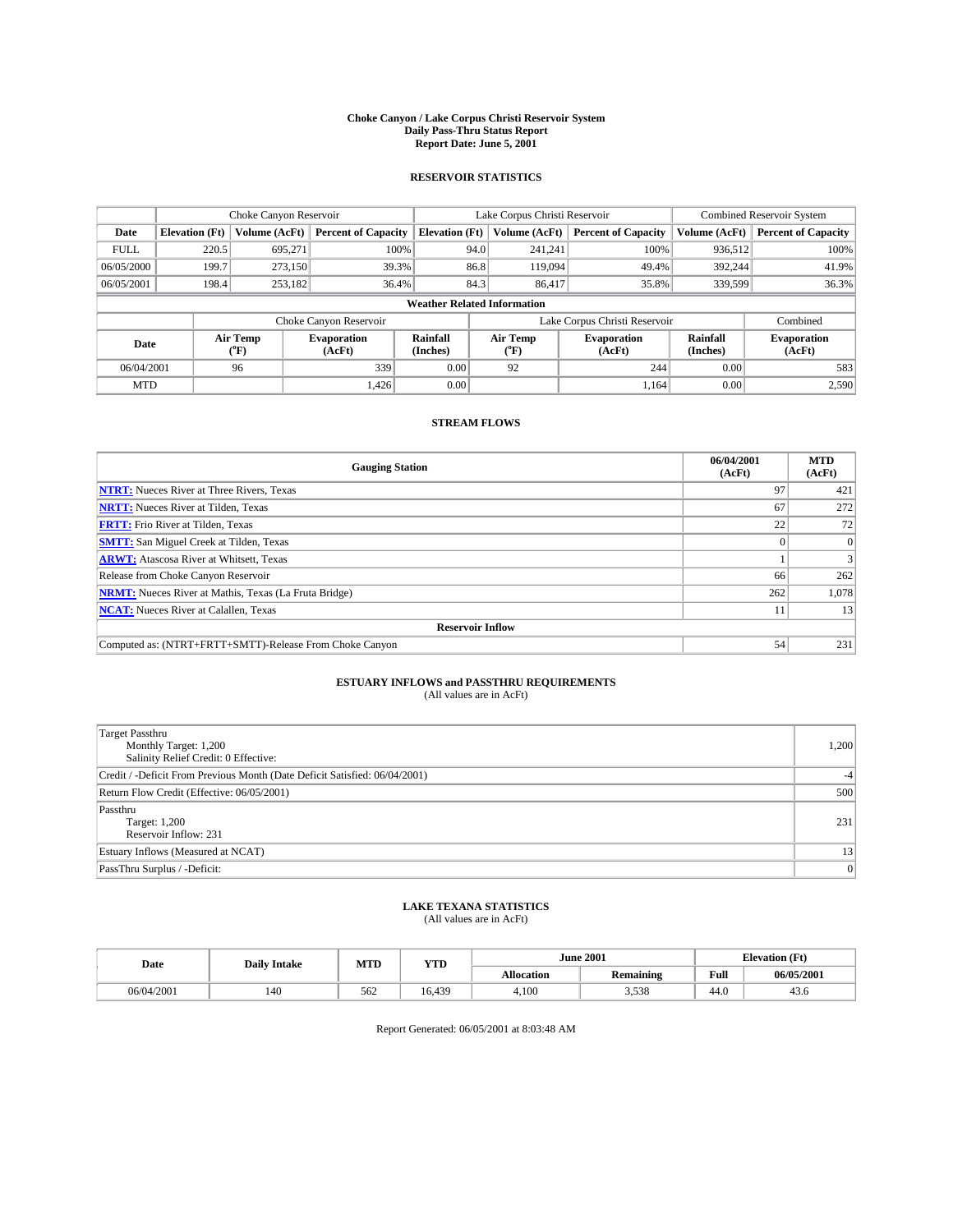# Choke Canyon / Lake Corpus Christi Reservoir System
## Daily Pass-Thru Status Report
## Report Date: June 5, 2001

### RESERVOIR STATISTICS

| | Choke Canyon Reservoir | | | Lake Corpus Christi Reservoir | | | Combined Reservoir System | |
|---|---|---|---|---|---|---|---|---|
| Date | Elevation (Ft) | Volume (AcFt) | Percent of Capacity | Elevation (Ft) | Volume (AcFt) | Percent of Capacity | Volume (AcFt) | Percent of Capacity |
| FULL | 220.5 | 695,271 | 100% | 94.0 | 241,241 | 100% | 936,512 | 100% |
| 06/05/2000 | 199.7 | 273,150 | 39.3% | 86.8 | 119,094 | 49.4% | 392,244 | 41.9% |
| 06/05/2001 | 198.4 | 253,182 | 36.4% | 84.3 | 86,417 | 35.8% | 339,599 | 36.3% |

**Weather Related Information**

| | Choke Canyon Reservoir | | | Lake Corpus Christi Reservoir | | | Combined |
|---|---|---|---|---|---|---|---|
| Date | Air Temp (°F) | Evaporation (AcFt) | Rainfall (Inches) | Air Temp (°F) | Evaporation (AcFt) | Rainfall (Inches) | Evaporation (AcFt) |
| 06/04/2001 | 96 | 339 | 0.00 | 92 | 244 | 0.00 | 583 |
| MTD | | 1,426 | 0.00 | | 1,164 | 0.00 | 2,590 |

### STREAM FLOWS

| Gauging Station | 06/04/2001 (AcFt) | MTD (AcFt) |
|---|---|---|
| **NTRT:** Nueces River at Three Rivers, Texas | 97 | 421 |
| **NRTT:** Nueces River at Tilden, Texas | 67 | 272 |
| **FRTT:** Frio River at Tilden, Texas | 22 | 72 |
| **SMTT:** San Miguel Creek at Tilden, Texas | 0 | 0 |
| **ARWT:** Atascosa River at Whitsett, Texas | 1 | 3 |
| Release from Choke Canyon Reservoir | 66 | 262 |
| **NRMT:** Nueces River at Mathis, Texas (La Fruta Bridge) | 262 | 1,078 |
| **NCAT:** Nueces River at Calallen, Texas | 11 | 13 |
| **Reservoir Inflow** | | |
| Computed as: (NTRT+FRTT+SMTT)-Release From Choke Canyon | 54 | 231 |

### ESTUARY INFLOWS and PASSTHRU REQUIREMENTS
(All values are in AcFt)

| | |
|---|---|
| Target Passthru<br>Monthly Target: 1,200<br>Salinity Relief Credit: 0 Effective: | 1,200 |
| Credit / -Deficit From Previous Month (Date Deficit Satisfied: 06/04/2001) | -4 |
| Return Flow Credit (Effective: 06/05/2001) | 500 |
| Passthru<br>Target: 1,200<br>Reservoir Inflow: 231 | 231 |
| Estuary Inflows (Measured at NCAT) | 13 |
| PassThru Surplus / -Deficit: | 0 |

### LAKE TEXANA STATISTICS
(All values are in AcFt)

| Date | Daily Intake | MTD | YTD | June 2001 | | Elevation (Ft) | |
|---|---|---|---|---|---|---|---|
| | | | | Allocation | Remaining | Full | 06/05/2001 |
| 06/04/2001 | 140 | 562 | 16,439 | 4,100 | 3,538 | 44.0 | 43.6 |

Report Generated: 06/05/2001 at 8:03:48 AM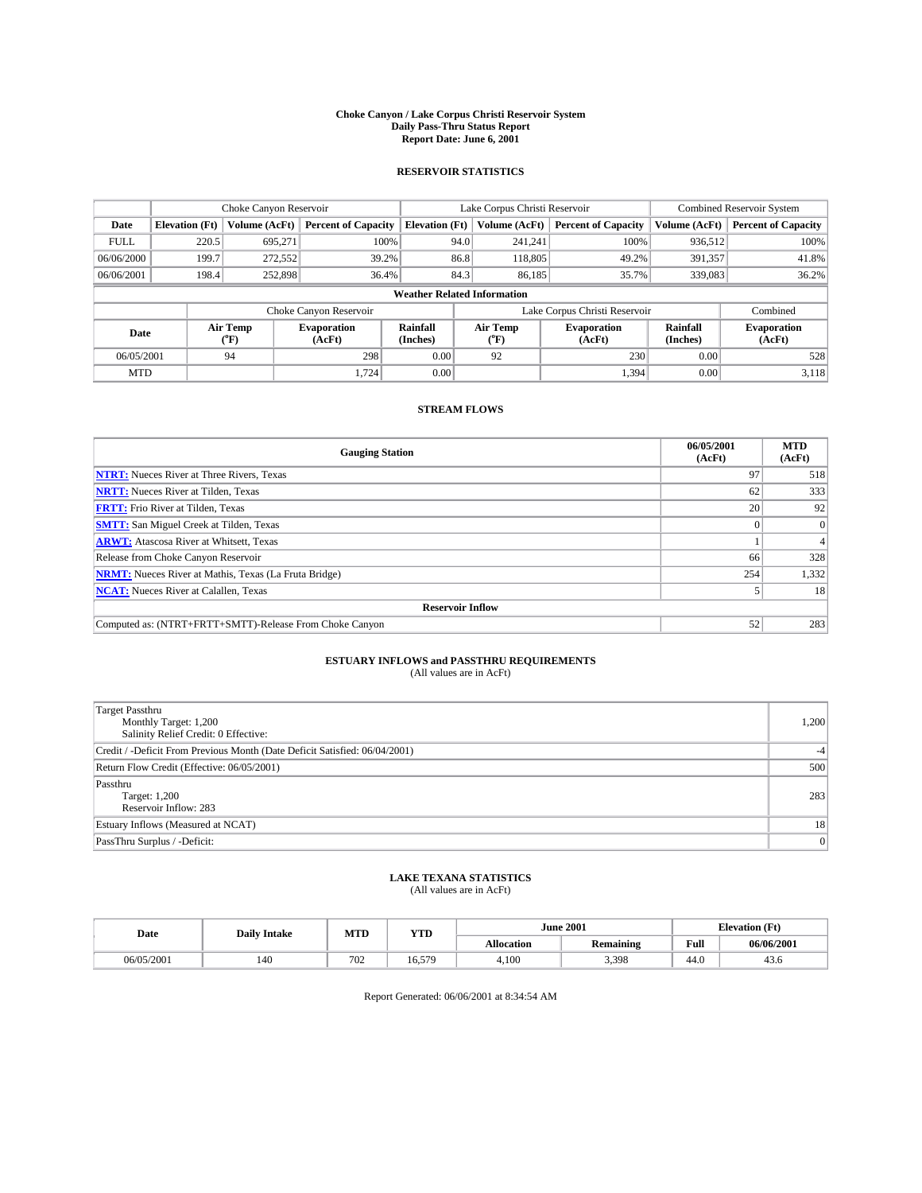# Choke Canyon / Lake Corpus Christi Reservoir System
## Daily Pass-Thru Status Report
## Report Date: June 6, 2001

### RESERVOIR STATISTICS

| | Choke Canyon Reservoir | | | Lake Corpus Christi Reservoir | | | Combined Reservoir System | |
|---|---|---|---|---|---|---|---|---|
| Date | Elevation (Ft) | Volume (AcFt) | Percent of Capacity | Elevation (Ft) | Volume (AcFt) | Percent of Capacity | Volume (AcFt) | Percent of Capacity |
| FULL | 220.5 | 695,271 | 100% | 94.0 | 241,241 | 100% | 936,512 | 100% |
| 06/06/2000 | 199.7 | 272,552 | 39.2% | 86.8 | 118,805 | 49.2% | 391,357 | 41.8% |
| 06/06/2001 | 198.4 | 252,898 | 36.4% | 84.3 | 86,185 | 35.7% | 339,083 | 36.2% |

**Weather Related Information**

| | Choke Canyon Reservoir | | | Lake Corpus Christi Reservoir | | | Combined |
|---|---|---|---|---|---|---|---|
| Date | Air Temp (°F) | Evaporation (AcFt) | Rainfall (Inches) | Air Temp (°F) | Evaporation (AcFt) | Rainfall (Inches) | Evaporation (AcFt) |
| 06/05/2001 | 94 | 298 | 0.00 | 92 | 230 | 0.00 | 528 |
| MTD | | 1,724 | 0.00 | | 1,394 | 0.00 | 3,118 |

### STREAM FLOWS

| Gauging Station | 06/05/2001 (AcFt) | MTD (AcFt) |
|---|---|---|
| NTRT: Nueces River at Three Rivers, Texas | 97 | 518 |
| NRTT: Nueces River at Tilden, Texas | 62 | 333 |
| FRTT: Frio River at Tilden, Texas | 20 | 92 |
| SMTT: San Miguel Creek at Tilden, Texas | 0 | 0 |
| ARWT: Atascosa River at Whitsett, Texas | 1 | 4 |
| Release from Choke Canyon Reservoir | 66 | 328 |
| NRMT: Nueces River at Mathis, Texas (La Fruta Bridge) | 254 | 1,332 |
| NCAT: Nueces River at Calallen, Texas | 5 | 18 |
| **Reservoir Inflow** | | |
| Computed as: (NTRT+FRTT+SMTT)-Release From Choke Canyon | 52 | 283 |

### ESTUARY INFLOWS and PASSTHRU REQUIREMENTS
(All values are in AcFt)

| | |
|---|---|
| Target Passthru<br>Monthly Target: 1,200<br>Salinity Relief Credit: 0 Effective: | 1,200 |
| Credit / -Deficit From Previous Month (Date Deficit Satisfied: 06/04/2001) | -4 |
| Return Flow Credit (Effective: 06/05/2001) | 500 |
| Passthru<br>Target: 1,200<br>Reservoir Inflow: 283 | 283 |
| Estuary Inflows (Measured at NCAT) | 18 |
| PassThru Surplus / -Deficit: | 0 |

### LAKE TEXANA STATISTICS
(All values are in AcFt)

| Date | Daily Intake | MTD | YTD | June 2001 | | Elevation (Ft) | |
|---|---|---|---|---|---|---|---|
| | | | | Allocation | Remaining | Full | 06/06/2001 |
| 06/05/2001 | 140 | 702 | 16,579 | 4,100 | 3,398 | 44.0 | 43.6 |

Report Generated: 06/06/2001 at 8:34:54 AM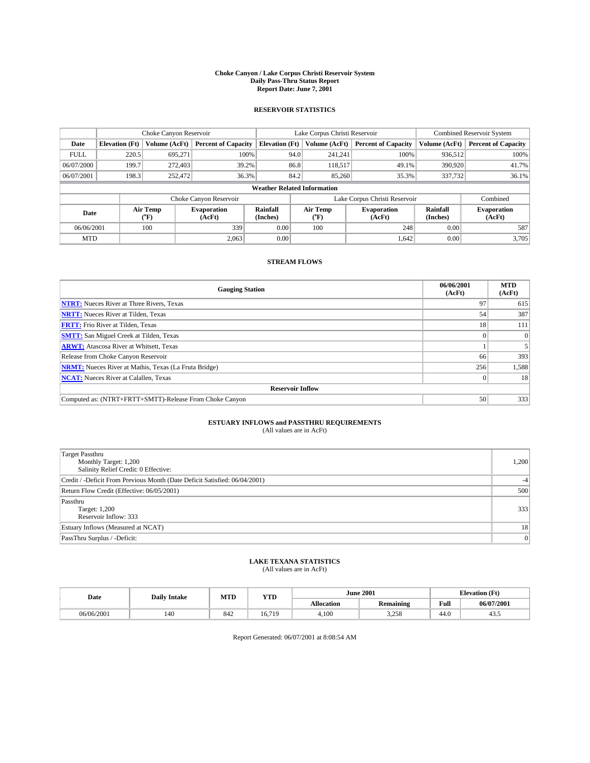# Choke Canyon / Lake Corpus Christi Reservoir System
## Daily Pass-Thru Status Report
### Report Date: June 7, 2001

## RESERVOIR STATISTICS

| | Choke Canyon Reservoir | | | Lake Corpus Christi Reservoir | | | Combined Reservoir System | |
|---|---|---|---|---|---|---|---|---|
| Date | Elevation (Ft) | Volume (AcFt) | Percent of Capacity | Elevation (Ft) | Volume (AcFt) | Percent of Capacity | Volume (AcFt) | Percent of Capacity |
| FULL | 220.5 | 695,271 | 100% | 94.0 | 241,241 | 100% | 936,512 | 100% |
| 06/07/2000 | 199.7 | 272,403 | 39.2% | 86.8 | 118,517 | 49.1% | 390,920 | 41.7% |
| 06/07/2001 | 198.3 | 252,472 | 36.3% | 84.2 | 85,260 | 35.3% | 337,732 | 36.1% |

**Weather Related Information**

| | Choke Canyon Reservoir | | | Lake Corpus Christi Reservoir | | | Combined |
|---|---|---|---|---|---|---|---|
| Date | Air Temp (°F) | Evaporation (AcFt) | Rainfall (Inches) | Air Temp (°F) | Evaporation (AcFt) | Rainfall (Inches) | Evaporation (AcFt) |
| 06/06/2001 | 100 | 339 | 0.00 | 100 | 248 | 0.00 | 587 |
| MTD | | 2,063 | 0.00 | | 1,642 | 0.00 | 3,705 |

## STREAM FLOWS

| Gauging Station | 06/06/2001 (AcFt) | MTD (AcFt) |
|---|---|---|
| **NTRT:** Nueces River at Three Rivers, Texas | 97 | 615 |
| **NRTT:** Nueces River at Tilden, Texas | 54 | 387 |
| **FRTT:** Frio River at Tilden, Texas | 18 | 111 |
| **SMTT:** San Miguel Creek at Tilden, Texas | 0 | 0 |
| **ARWT:** Atascosa River at Whitsett, Texas | 1 | 5 |
| Release from Choke Canyon Reservoir | 66 | 393 |
| **NRMT:** Nueces River at Mathis, Texas (La Fruta Bridge) | 256 | 1,588 |
| **NCAT:** Nueces River at Calallen, Texas | 0 | 18 |
| **Reservoir Inflow** | | |
| Computed as: (NTRT+FRTT+SMTT)-Release From Choke Canyon | 50 | 333 |

## ESTUARY INFLOWS and PASSTHRU REQUIREMENTS
(All values are in AcFt)

| | |
|---|---|
| Target Passthru<br>Monthly Target: 1,200<br>Salinity Relief Credit: 0 Effective: | 1,200 |
| Credit / -Deficit From Previous Month (Date Deficit Satisfied: 06/04/2001) | -4 |
| Return Flow Credit (Effective: 06/05/2001) | 500 |
| Passthru<br>Target: 1,200<br>Reservoir Inflow: 333 | 333 |
| Estuary Inflows (Measured at NCAT) | 18 |
| PassThru Surplus / -Deficit: | 0 |

## LAKE TEXANA STATISTICS
(All values are in AcFt)

| Date | Daily Intake | MTD | YTD | June 2001 | | Elevation (Ft) | |
|---|---|---|---|---|---|---|---|
| | | | | Allocation | Remaining | Full | 06/07/2001 |
| 06/06/2001 | 140 | 842 | 16,719 | 4,100 | 3,258 | 44.0 | 43.5 |

Report Generated: 06/07/2001 at 8:08:54 AM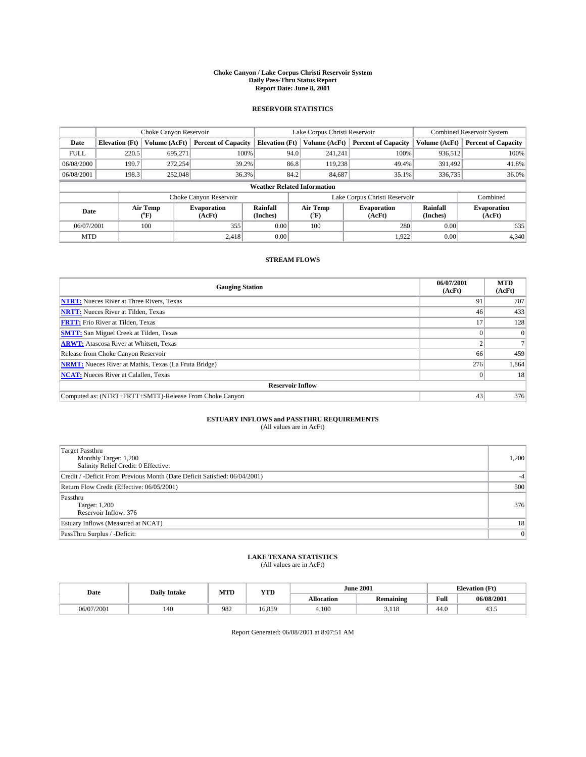**Choke Canyon / Lake Corpus Christi Reservoir System**
**Daily Pass-Thru Status Report**
**Report Date: June 8, 2001**

## RESERVOIR STATISTICS

| | Choke Canyon Reservoir | | | Lake Corpus Christi Reservoir | | | Combined Reservoir System | |
|---|---|---|---|---|---|---|---|---|
| Date | Elevation (Ft) | Volume (AcFt) | Percent of Capacity | Elevation (Ft) | Volume (AcFt) | Percent of Capacity | Volume (AcFt) | Percent of Capacity |
| FULL | 220.5 | 695,271 | 100% | 94.0 | 241,241 | 100% | 936,512 | 100% |
| 06/08/2000 | 199.7 | 272,254 | 39.2% | 86.8 | 119,238 | 49.4% | 391,492 | 41.8% |
| 06/08/2001 | 198.3 | 252,048 | 36.3% | 84.2 | 84,687 | 35.1% | 336,735 | 36.0% |

**Weather Related Information**

| | Choke Canyon Reservoir | | | Lake Corpus Christi Reservoir | | | Combined |
|---|---|---|---|---|---|---|---|
| Date | Air Temp (°F) | Evaporation (AcFt) | Rainfall (Inches) | Air Temp (°F) | Evaporation (AcFt) | Rainfall (Inches) | Evaporation (AcFt) |
| 06/07/2001 | 100 | 355 | 0.00 | 100 | 280 | 0.00 | 635 |
| MTD | | 2,418 | 0.00 | | 1,922 | 0.00 | 4,340 |

## STREAM FLOWS

| Gauging Station | 06/07/2001 (AcFt) | MTD (AcFt) |
|---|---|---|
| NTRT: Nueces River at Three Rivers, Texas | 91 | 707 |
| NRTT: Nueces River at Tilden, Texas | 46 | 433 |
| FRTT: Frio River at Tilden, Texas | 17 | 128 |
| SMTT: San Miguel Creek at Tilden, Texas | 0 | 0 |
| ARWT: Atascosa River at Whitsett, Texas | 2 | 7 |
| Release from Choke Canyon Reservoir | 66 | 459 |
| NRMT: Nueces River at Mathis, Texas (La Fruta Bridge) | 276 | 1,864 |
| NCAT: Nueces River at Calallen, Texas | 0 | 18 |
| **Reservoir Inflow** | | |
| Computed as: (NTRT+FRTT+SMTT)-Release From Choke Canyon | 43 | 376 |

## ESTUARY INFLOWS and PASSTHRU REQUIREMENTS
(All values are in AcFt)

| | |
|---|---|
| Target Passthru<br>Monthly Target: 1,200<br>Salinity Relief Credit: 0 Effective: | 1,200 |
| Credit / -Deficit From Previous Month (Date Deficit Satisfied: 06/04/2001) | -4 |
| Return Flow Credit (Effective: 06/05/2001) | 500 |
| Passthru<br>Target: 1,200<br>Reservoir Inflow: 376 | 376 |
| Estuary Inflows (Measured at NCAT) | 18 |
| PassThru Surplus / -Deficit: | 0 |

## LAKE TEXANA STATISTICS
(All values are in AcFt)

| Date | Daily Intake | MTD | YTD | June 2001 | | Elevation (Ft) | |
|---|---|---|---|---|---|---|---|
| | | | | Allocation | Remaining | Full | 06/08/2001 |
| 06/07/2001 | 140 | 982 | 16,859 | 4,100 | 3,118 | 44.0 | 43.5 |

Report Generated: 06/08/2001 at 8:07:51 AM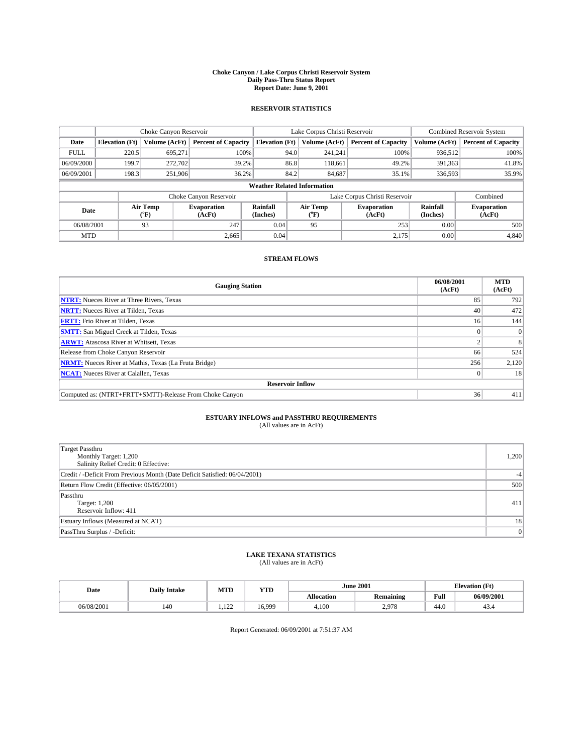# Choke Canyon / Lake Corpus Christi Reservoir System
## Daily Pass-Thru Status Report
## Report Date: June 9, 2001

### RESERVOIR STATISTICS

| | Choke Canyon Reservoir | | | Lake Corpus Christi Reservoir | | | Combined Reservoir System | |
|---|---|---|---|---|---|---|---|---|
| Date | Elevation (Ft) | Volume (AcFt) | Percent of Capacity | Elevation (Ft) | Volume (AcFt) | Percent of Capacity | Volume (AcFt) | Percent of Capacity |
| FULL | 220.5 | 695,271 | 100% | 94.0 | 241,241 | 100% | 936,512 | 100% |
| 06/09/2000 | 199.7 | 272,702 | 39.2% | 86.8 | 118,661 | 49.2% | 391,363 | 41.8% |
| 06/09/2001 | 198.3 | 251,906 | 36.2% | 84.2 | 84,687 | 35.1% | 336,593 | 35.9% |

**Weather Related Information**

| | Choke Canyon Reservoir | | | Lake Corpus Christi Reservoir | | | Combined |
|---|---|---|---|---|---|---|---|
| Date | Air Temp (°F) | Evaporation (AcFt) | Rainfall (Inches) | Air Temp (°F) | Evaporation (AcFt) | Rainfall (Inches) | Evaporation (AcFt) |
| 06/08/2001 | 93 | 247 | 0.04 | 95 | 253 | 0.00 | 500 |
| MTD | | 2,665 | 0.04 | | 2,175 | 0.00 | 4,840 |

### STREAM FLOWS

| Gauging Station | 06/08/2001 (AcFt) | MTD (AcFt) |
|---|---|---|
| NTRT: Nueces River at Three Rivers, Texas | 85 | 792 |
| NRTT: Nueces River at Tilden, Texas | 40 | 472 |
| FRTT: Frio River at Tilden, Texas | 16 | 144 |
| SMTT: San Miguel Creek at Tilden, Texas | 0 | 0 |
| ARWT: Atascosa River at Whitsett, Texas | 2 | 8 |
| Release from Choke Canyon Reservoir | 66 | 524 |
| NRMT: Nueces River at Mathis, Texas (La Fruta Bridge) | 256 | 2,120 |
| NCAT: Nueces River at Calallen, Texas | 0 | 18 |
| **Reservoir Inflow** | | |
| Computed as: (NTRT+FRTT+SMTT)-Release From Choke Canyon | 36 | 411 |

### ESTUARY INFLOWS and PASSTHRU REQUIREMENTS
(All values are in AcFt)

| | |
|---|---|
| Target Passthru<br>Monthly Target: 1,200<br>Salinity Relief Credit: 0 Effective: | 1,200 |
| Credit / -Deficit From Previous Month (Date Deficit Satisfied: 06/04/2001) | -4 |
| Return Flow Credit (Effective: 06/05/2001) | 500 |
| Passthru<br>Target: 1,200<br>Reservoir Inflow: 411 | 411 |
| Estuary Inflows (Measured at NCAT) | 18 |
| PassThru Surplus / -Deficit: | 0 |

### LAKE TEXANA STATISTICS
(All values are in AcFt)

| Date | Daily Intake | MTD | YTD | June 2001 | | Elevation (Ft) | |
|---|---|---|---|---|---|---|---|
| | | | | Allocation | Remaining | Full | 06/09/2001 |
| 06/08/2001 | 140 | 1,122 | 16,999 | 4,100 | 2,978 | 44.0 | 43.4 |

Report Generated: 06/09/2001 at 7:51:37 AM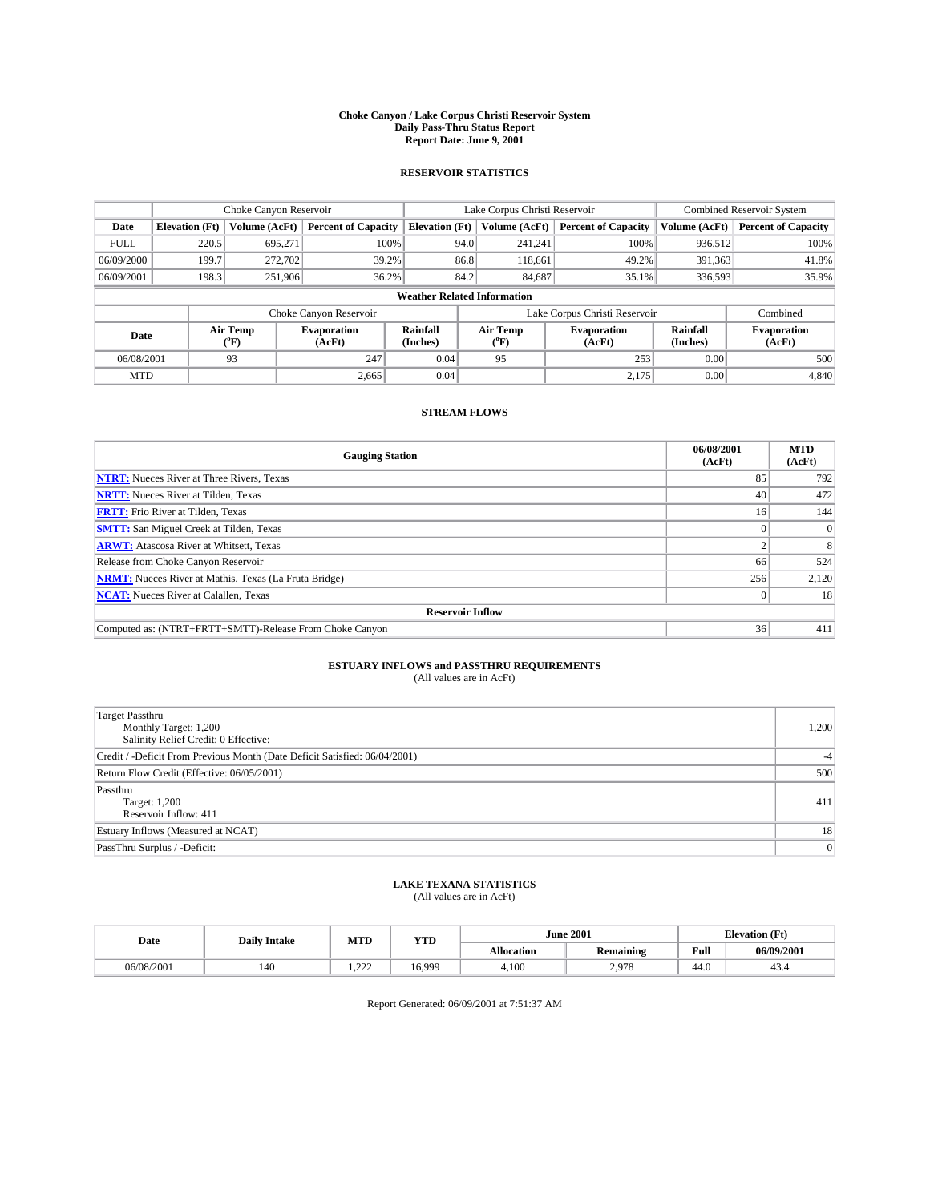# Choke Canyon / Lake Corpus Christi Reservoir System
## Daily Pass-Thru Status Report
## Report Date: June 9, 2001

### RESERVOIR STATISTICS

| | Choke Canyon Reservoir | | | Lake Corpus Christi Reservoir | | | Combined Reservoir System | |
|---|---|---|---|---|---|---|---|---|
| Date | Elevation (Ft) | Volume (AcFt) | Percent of Capacity | Elevation (Ft) | Volume (AcFt) | Percent of Capacity | Volume (AcFt) | Percent of Capacity |
| FULL | 220.5 | 695,271 | 100% | 94.0 | 241,241 | 100% | 936,512 | 100% |
| 06/09/2000 | 199.7 | 272,702 | 39.2% | 86.8 | 118,661 | 49.2% | 391,363 | 41.8% |
| 06/09/2001 | 198.3 | 251,906 | 36.2% | 84.2 | 84,687 | 35.1% | 336,593 | 35.9% |

**Weather Related Information**

| | Choke Canyon Reservoir | | | Lake Corpus Christi Reservoir | | | Combined |
|---|---|---|---|---|---|---|---|
| Date | Air Temp (°F) | Evaporation (AcFt) | Rainfall (Inches) | Air Temp (°F) | Evaporation (AcFt) | Rainfall (Inches) | Evaporation (AcFt) |
| 06/08/2001 | 93 | 247 | 0.04 | 95 | 253 | 0.00 | 500 |
| MTD | | 2,665 | 0.04 | | 2,175 | 0.00 | 4,840 |

### STREAM FLOWS

| Gauging Station | 06/08/2001 (AcFt) | MTD (AcFt) |
|---|---|---|
| **NTRT:** Nueces River at Three Rivers, Texas | 85 | 792 |
| **NRTT:** Nueces River at Tilden, Texas | 40 | 472 |
| **FRTT:** Frio River at Tilden, Texas | 16 | 144 |
| **SMTT:** San Miguel Creek at Tilden, Texas | 0 | 0 |
| **ARWT:** Atascosa River at Whitsett, Texas | 2 | 8 |
| Release from Choke Canyon Reservoir | 66 | 524 |
| **NRMT:** Nueces River at Mathis, Texas (La Fruta Bridge) | 256 | 2,120 |
| **NCAT:** Nueces River at Calallen, Texas | 0 | 18 |
| **Reservoir Inflow** | | |
| Computed as: (NTRT+FRTT+SMTT)-Release From Choke Canyon | 36 | 411 |

### ESTUARY INFLOWS and PASSTHRU REQUIREMENTS
(All values are in AcFt)

| | |
|---|---|
| Target Passthru<br>Monthly Target: 1,200<br>Salinity Relief Credit: 0 Effective: | 1,200 |
| Credit / -Deficit From Previous Month (Date Deficit Satisfied: 06/04/2001) | -4 |
| Return Flow Credit (Effective: 06/05/2001) | 500 |
| Passthru<br>Target: 1,200<br>Reservoir Inflow: 411 | 411 |
| Estuary Inflows (Measured at NCAT) | 18 |
| PassThru Surplus / -Deficit: | 0 |

### LAKE TEXANA STATISTICS
(All values are in AcFt)

| Date | Daily Intake | MTD | YTD | June 2001 | | Elevation (Ft) | |
|---|---|---|---|---|---|---|---|
| | | | | Allocation | Remaining | Full | 06/09/2001 |
| 06/08/2001 | 140 | 1,222 | 16,999 | 4,100 | 2,978 | 44.0 | 43.4 |

Report Generated: 06/09/2001 at 7:51:37 AM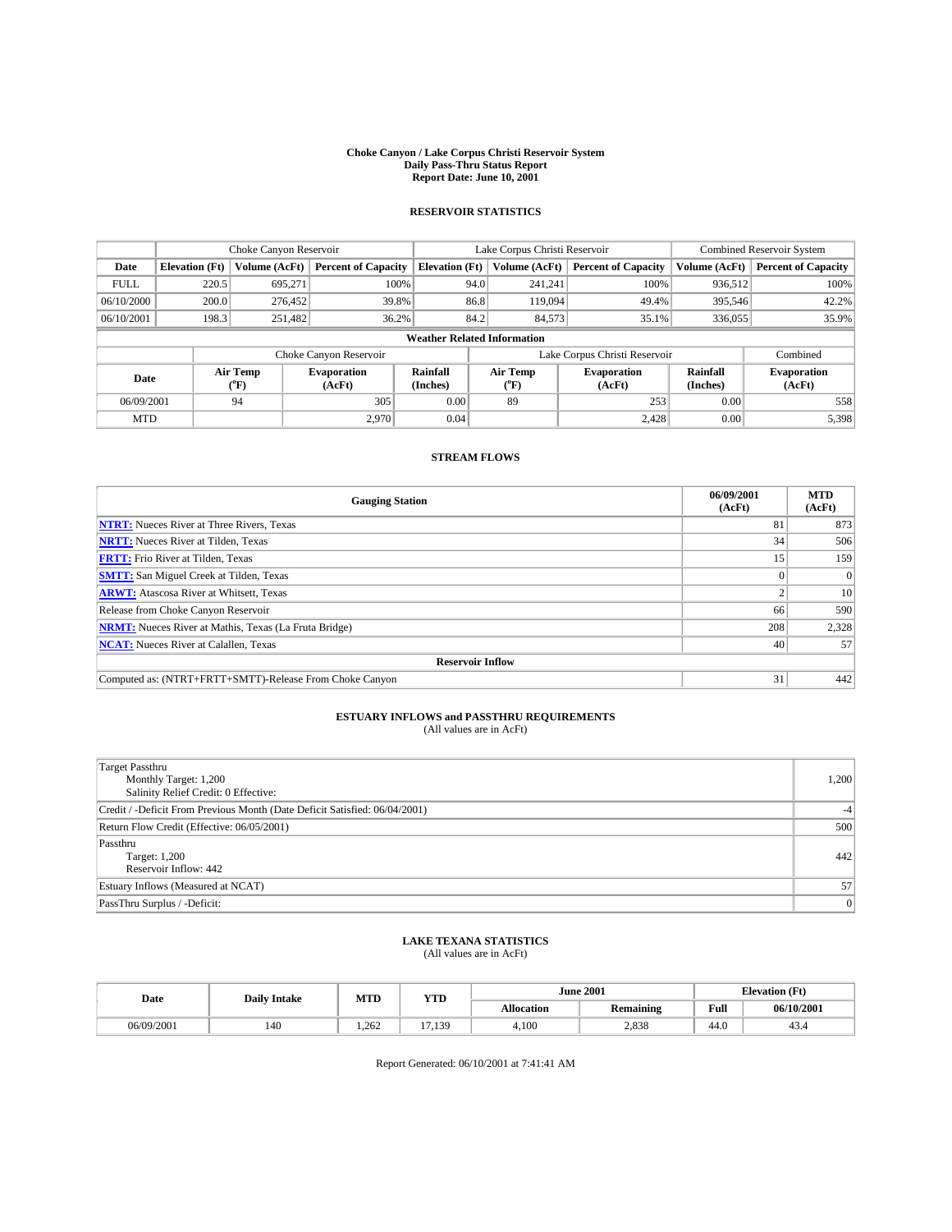# Choke Canyon / Lake Corpus Christi Reservoir System
## Daily Pass-Thru Status Report
## Report Date: June 10, 2001

### RESERVOIR STATISTICS

| | Choke Canyon Reservoir | | | Lake Corpus Christi Reservoir | | | Combined Reservoir System | |
|---|---|---|---|---|---|---|---|---|
| Date | Elevation (Ft) | Volume (AcFt) | Percent of Capacity | Elevation (Ft) | Volume (AcFt) | Percent of Capacity | Volume (AcFt) | Percent of Capacity |
| FULL | 220.5 | 695,271 | 100% | 94.0 | 241,241 | 100% | 936,512 | 100% |
| 06/10/2000 | 200.0 | 276,452 | 39.8% | 86.8 | 119,094 | 49.4% | 395,546 | 42.2% |
| 06/10/2001 | 198.3 | 251,482 | 36.2% | 84.2 | 84,573 | 35.1% | 336,055 | 35.9% |

**Weather Related Information**

| | Choke Canyon Reservoir | | | Lake Corpus Christi Reservoir | | | Combined |
|---|---|---|---|---|---|---|---|
| Date | Air Temp (°F) | Evaporation (AcFt) | Rainfall (Inches) | Air Temp (°F) | Evaporation (AcFt) | Rainfall (Inches) | Evaporation (AcFt) |
| 06/09/2001 | 94 | 305 | 0.00 | 89 | 253 | 0.00 | 558 |
| MTD | | 2,970 | 0.04 | | 2,428 | 0.00 | 5,398 |

### STREAM FLOWS

| Gauging Station | 06/09/2001 (AcFt) | MTD (AcFt) |
|---|---|---|
| **NTRT:** Nueces River at Three Rivers, Texas | 81 | 873 |
| **NRTT:** Nueces River at Tilden, Texas | 34 | 506 |
| **FRTT:** Frio River at Tilden, Texas | 15 | 159 |
| **SMTT:** San Miguel Creek at Tilden, Texas | 0 | 0 |
| **ARWT:** Atascosa River at Whitsett, Texas | 2 | 10 |
| Release from Choke Canyon Reservoir | 66 | 590 |
| **NRMT:** Nueces River at Mathis, Texas (La Fruta Bridge) | 208 | 2,328 |
| **NCAT:** Nueces River at Calallen, Texas | 40 | 57 |
| **Reservoir Inflow** | | |
| Computed as: (NTRT+FRTT+SMTT)-Release From Choke Canyon | 31 | 442 |

### ESTUARY INFLOWS and PASSTHRU REQUIREMENTS
(All values are in AcFt)

| | |
|---|---|
| Target Passthru<br>Monthly Target: 1,200<br>Salinity Relief Credit: 0 Effective: | 1,200 |
| Credit / -Deficit From Previous Month (Date Deficit Satisfied: 06/04/2001) | -4 |
| Return Flow Credit (Effective: 06/05/2001) | 500 |
| Passthru<br>Target: 1,200<br>Reservoir Inflow: 442 | 442 |
| Estuary Inflows (Measured at NCAT) | 57 |
| PassThru Surplus / -Deficit: | 0 |

### LAKE TEXANA STATISTICS
(All values are in AcFt)

| Date | Daily Intake | MTD | YTD | June 2001 | | Elevation (Ft) | |
|---|---|---|---|---|---|---|---|
| | | | | Allocation | Remaining | Full | 06/10/2001 |
| 06/09/2001 | 140 | 1,262 | 17,139 | 4,100 | 2,838 | 44.0 | 43.4 |

Report Generated: 06/10/2001 at 7:41:41 AM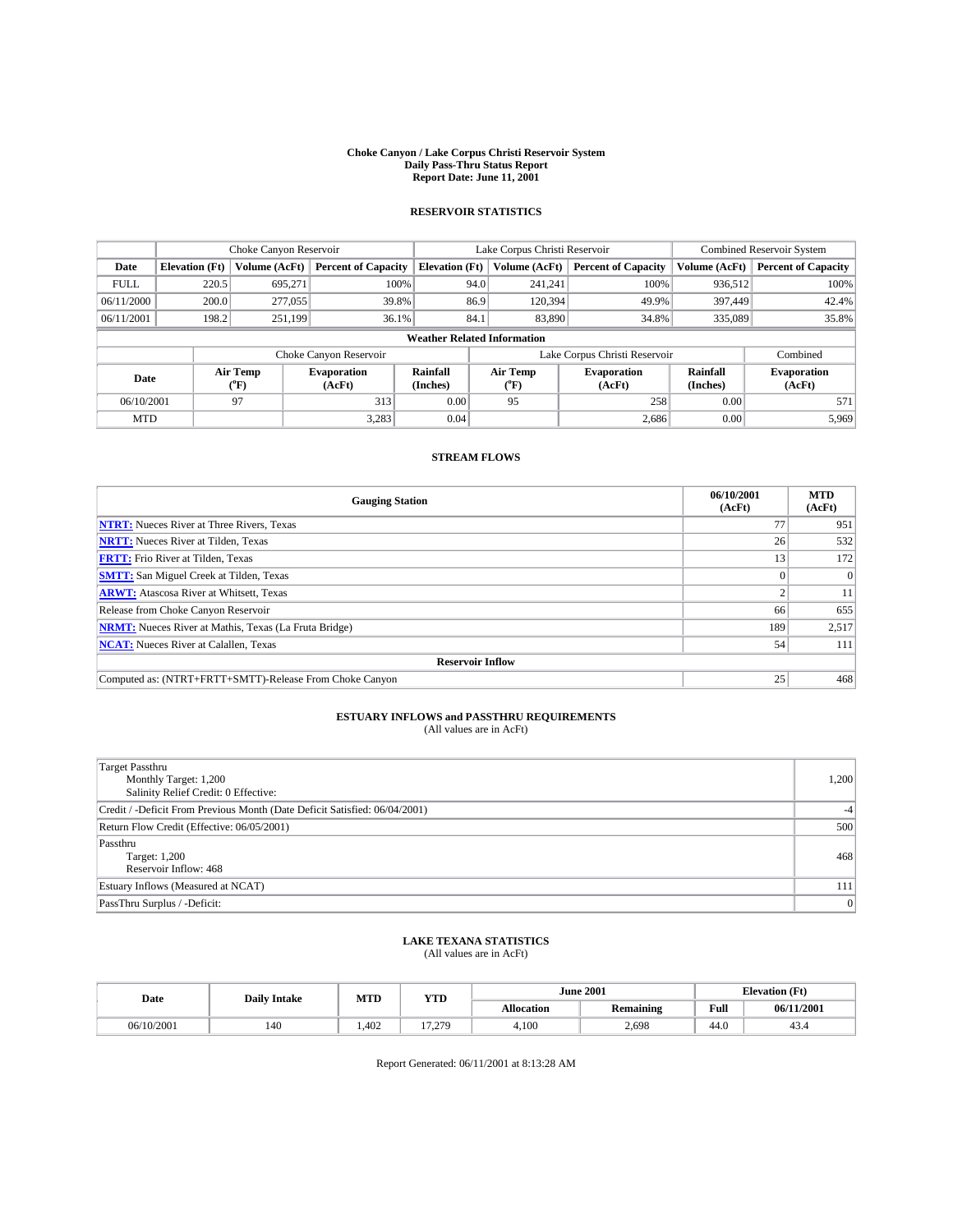# Choke Canyon / Lake Corpus Christi Reservoir System
## Daily Pass-Thru Status Report
## Report Date: June 11, 2001

### RESERVOIR STATISTICS

| | Choke Canyon Reservoir | | | Lake Corpus Christi Reservoir | | | Combined Reservoir System | |
|---|---|---|---|---|---|---|---|---|
| Date | Elevation (Ft) | Volume (AcFt) | Percent of Capacity | Elevation (Ft) | Volume (AcFt) | Percent of Capacity | Volume (AcFt) | Percent of Capacity |
| FULL | 220.5 | 695,271 | 100% | 94.0 | 241,241 | 100% | 936,512 | 100% |
| 06/11/2000 | 200.0 | 277,055 | 39.8% | 86.9 | 120,394 | 49.9% | 397,449 | 42.4% |
| 06/11/2001 | 198.2 | 251,199 | 36.1% | 84.1 | 83,890 | 34.8% | 335,089 | 35.8% |

**Weather Related Information**

| | Choke Canyon Reservoir | | | Lake Corpus Christi Reservoir | | | Combined |
|---|---|---|---|---|---|---|---|
| Date | Air Temp (°F) | Evaporation (AcFt) | Rainfall (Inches) | Air Temp (°F) | Evaporation (AcFt) | Rainfall (Inches) | Evaporation (AcFt) |
| 06/10/2001 | 97 | 313 | 0.00 | 95 | 258 | 0.00 | 571 |
| MTD | | 3,283 | 0.04 | | 2,686 | 0.00 | 5,969 |

### STREAM FLOWS

| Gauging Station | 06/10/2001 (AcFt) | MTD (AcFt) |
|---|---|---|
| **NTRT:** Nueces River at Three Rivers, Texas | 77 | 951 |
| **NRTT:** Nueces River at Tilden, Texas | 26 | 532 |
| **FRTT:** Frio River at Tilden, Texas | 13 | 172 |
| **SMTT:** San Miguel Creek at Tilden, Texas | 0 | 0 |
| **ARWT:** Atascosa River at Whitsett, Texas | 2 | 11 |
| Release from Choke Canyon Reservoir | 66 | 655 |
| **NRMT:** Nueces River at Mathis, Texas (La Fruta Bridge) | 189 | 2,517 |
| **NCAT:** Nueces River at Calallen, Texas | 54 | 111 |
| **Reservoir Inflow** | | |
| Computed as: (NTRT+FRTT+SMTT)-Release From Choke Canyon | 25 | 468 |

### ESTUARY INFLOWS and PASSTHRU REQUIREMENTS
(All values are in AcFt)

| | |
|---|---|
| Target Passthru<br>Monthly Target: 1,200<br>Salinity Relief Credit: 0 Effective: | 1,200 |
| Credit / -Deficit From Previous Month (Date Deficit Satisfied: 06/04/2001) | -4 |
| Return Flow Credit (Effective: 06/05/2001) | 500 |
| Passthru<br>Target: 1,200<br>Reservoir Inflow: 468 | 468 |
| Estuary Inflows (Measured at NCAT) | 111 |
| PassThru Surplus / -Deficit: | 0 |

### LAKE TEXANA STATISTICS
(All values are in AcFt)

| Date | Daily Intake | MTD | YTD | June 2001 | | Elevation (Ft) | |
|---|---|---|---|---|---|---|---|
| | | | | Allocation | Remaining | Full | 06/11/2001 |
| 06/10/2001 | 140 | 1,402 | 17,279 | 4,100 | 2,698 | 44.0 | 43.4 |

Report Generated: 06/11/2001 at 8:13:28 AM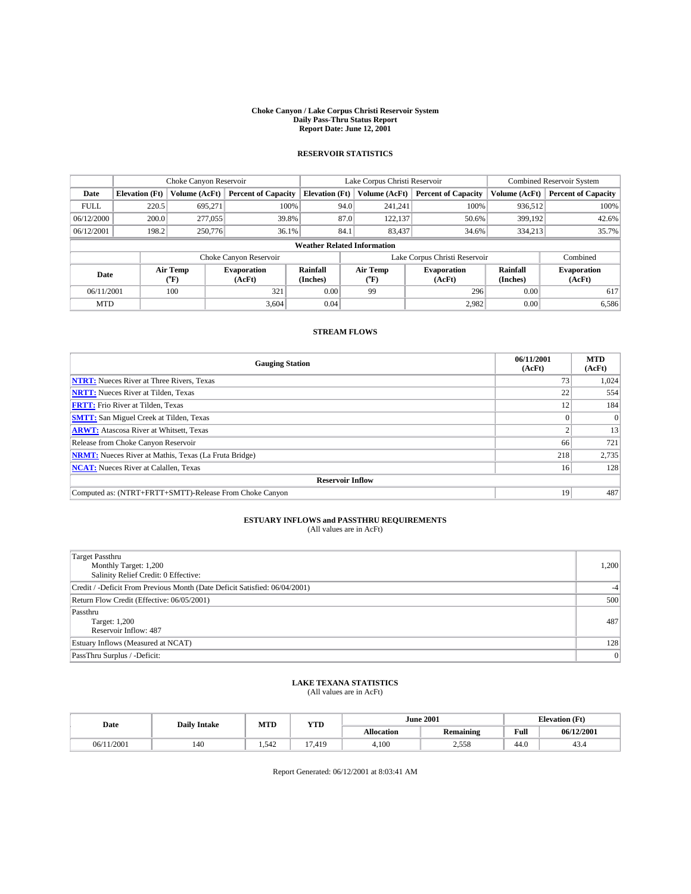# Choke Canyon / Lake Corpus Christi Reservoir System
## Daily Pass-Thru Status Report
## Report Date: June 12, 2001

### RESERVOIR STATISTICS

| | Choke Canyon Reservoir | | | Lake Corpus Christi Reservoir | | | Combined Reservoir System | |
|---|---|---|---|---|---|---|---|---|
| Date | Elevation (Ft) | Volume (AcFt) | Percent of Capacity | Elevation (Ft) | Volume (AcFt) | Percent of Capacity | Volume (AcFt) | Percent of Capacity |
| FULL | 220.5 | 695,271 | 100% | 94.0 | 241,241 | 100% | 936,512 | 100% |
| 06/12/2000 | 200.0 | 277,055 | 39.8% | 87.0 | 122,137 | 50.6% | 399,192 | 42.6% |
| 06/12/2001 | 198.2 | 250,776 | 36.1% | 84.1 | 83,437 | 34.6% | 334,213 | 35.7% |

**Weather Related Information**

| | Choke Canyon Reservoir | | | Lake Corpus Christi Reservoir | | | Combined |
|---|---|---|---|---|---|---|---|
| Date | Air Temp (°F) | Evaporation (AcFt) | Rainfall (Inches) | Air Temp (°F) | Evaporation (AcFt) | Rainfall (Inches) | Evaporation (AcFt) |
| 06/11/2001 | 100 | 321 | 0.00 | 99 | 296 | 0.00 | 617 |
| MTD | | 3,604 | 0.04 | | 2,982 | 0.00 | 6,586 |

### STREAM FLOWS

| Gauging Station | 06/11/2001 (AcFt) | MTD (AcFt) |
|---|---|---|
| NTRT: Nueces River at Three Rivers, Texas | 73 | 1,024 |
| NRTT: Nueces River at Tilden, Texas | 22 | 554 |
| FRTT: Frio River at Tilden, Texas | 12 | 184 |
| SMTT: San Miguel Creek at Tilden, Texas | 0 | 0 |
| ARWT: Atascosa River at Whitsett, Texas | 2 | 13 |
| Release from Choke Canyon Reservoir | 66 | 721 |
| NRMT: Nueces River at Mathis, Texas (La Fruta Bridge) | 218 | 2,735 |
| NCAT: Nueces River at Calallen, Texas | 16 | 128 |
| **Reservoir Inflow** | | |
| Computed as: (NTRT+FRTT+SMTT)-Release From Choke Canyon | 19 | 487 |

### ESTUARY INFLOWS and PASSTHRU REQUIREMENTS
(All values are in AcFt)

| | |
|---|---|
| Target Passthru<br>Monthly Target: 1,200<br>Salinity Relief Credit: 0 Effective: | 1,200 |
| Credit / -Deficit From Previous Month (Date Deficit Satisfied: 06/04/2001) | -4 |
| Return Flow Credit (Effective: 06/05/2001) | 500 |
| Passthru<br>Target: 1,200<br>Reservoir Inflow: 487 | 487 |
| Estuary Inflows (Measured at NCAT) | 128 |
| PassThru Surplus / -Deficit: | 0 |

### LAKE TEXANA STATISTICS
(All values are in AcFt)

| Date | Daily Intake | MTD | YTD | June 2001 | | Elevation (Ft) | |
|---|---|---|---|---|---|---|---|
| | | | | Allocation | Remaining | Full | 06/12/2001 |
| 06/11/2001 | 140 | 1,542 | 17,419 | 4,100 | 2,558 | 44.0 | 43.4 |

Report Generated: 06/12/2001 at 8:03:41 AM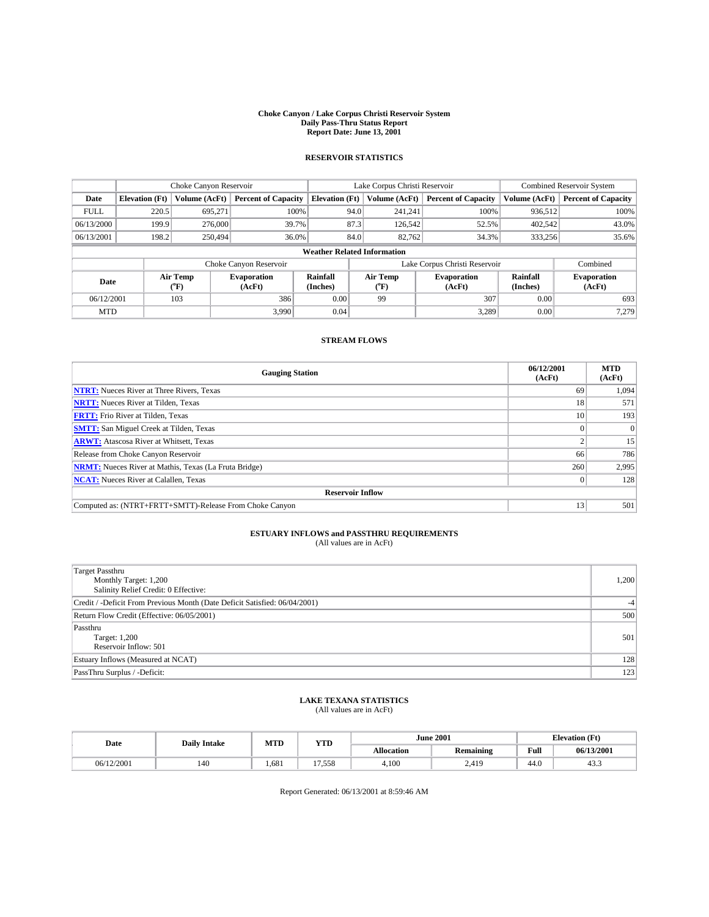# Choke Canyon / Lake Corpus Christi Reservoir System
## Daily Pass-Thru Status Report
## Report Date: June 13, 2001

### RESERVOIR STATISTICS

| | Choke Canyon Reservoir | | | Lake Corpus Christi Reservoir | | | Combined Reservoir System | |
|---|---|---|---|---|---|---|---|---|
| Date | Elevation (Ft) | Volume (AcFt) | Percent of Capacity | Elevation (Ft) | Volume (AcFt) | Percent of Capacity | Volume (AcFt) | Percent of Capacity |
| FULL | 220.5 | 695,271 | 100% | 94.0 | 241,241 | 100% | 936,512 | 100% |
| 06/13/2000 | 199.9 | 276,000 | 39.7% | 87.3 | 126,542 | 52.5% | 402,542 | 43.0% |
| 06/13/2001 | 198.2 | 250,494 | 36.0% | 84.0 | 82,762 | 34.3% | 333,256 | 35.6% |

**Weather Related Information**

| | Choke Canyon Reservoir | | | Lake Corpus Christi Reservoir | | | Combined |
|---|---|---|---|---|---|---|---|
| Date | Air Temp (°F) | Evaporation (AcFt) | Rainfall (Inches) | Air Temp (°F) | Evaporation (AcFt) | Rainfall (Inches) | Evaporation (AcFt) |
| 06/12/2001 | 103 | 386 | 0.00 | 99 | 307 | 0.00 | 693 |
| MTD | | 3,990 | 0.04 | | 3,289 | 0.00 | 7,279 |

### STREAM FLOWS

| Gauging Station | 06/12/2001 (AcFt) | MTD (AcFt) |
|---|---|---|
| **NTRT:** Nueces River at Three Rivers, Texas | 69 | 1,094 |
| **NRTT:** Nueces River at Tilden, Texas | 18 | 571 |
| **FRTT:** Frio River at Tilden, Texas | 10 | 193 |
| **SMTT:** San Miguel Creek at Tilden, Texas | 0 | 0 |
| **ARWT:** Atascosa River at Whitsett, Texas | 2 | 15 |
| Release from Choke Canyon Reservoir | 66 | 786 |
| **NRMT:** Nueces River at Mathis, Texas (La Fruta Bridge) | 260 | 2,995 |
| **NCAT:** Nueces River at Calallen, Texas | 0 | 128 |
| **Reservoir Inflow** | | |
| Computed as: (NTRT+FRTT+SMTT)-Release From Choke Canyon | 13 | 501 |

### ESTUARY INFLOWS and PASSTHRU REQUIREMENTS
(All values are in AcFt)

| | |
|---|---|
| Target Passthru<br>Monthly Target: 1,200<br>Salinity Relief Credit: 0 Effective: | 1,200 |
| Credit / -Deficit From Previous Month (Date Deficit Satisfied: 06/04/2001) | -4 |
| Return Flow Credit (Effective: 06/05/2001) | 500 |
| Passthru<br>Target: 1,200<br>Reservoir Inflow: 501 | 501 |
| Estuary Inflows (Measured at NCAT) | 128 |
| PassThru Surplus / -Deficit: | 123 |

### LAKE TEXANA STATISTICS
(All values are in AcFt)

| Date | Daily Intake | MTD | YTD | June 2001 | | Elevation (Ft) | |
|---|---|---|---|---|---|---|---|
| | | | | Allocation | Remaining | Full | 06/13/2001 |
| 06/12/2001 | 140 | 1,681 | 17,558 | 4,100 | 2,419 | 44.0 | 43.3 |

Report Generated: 06/13/2001 at 8:59:46 AM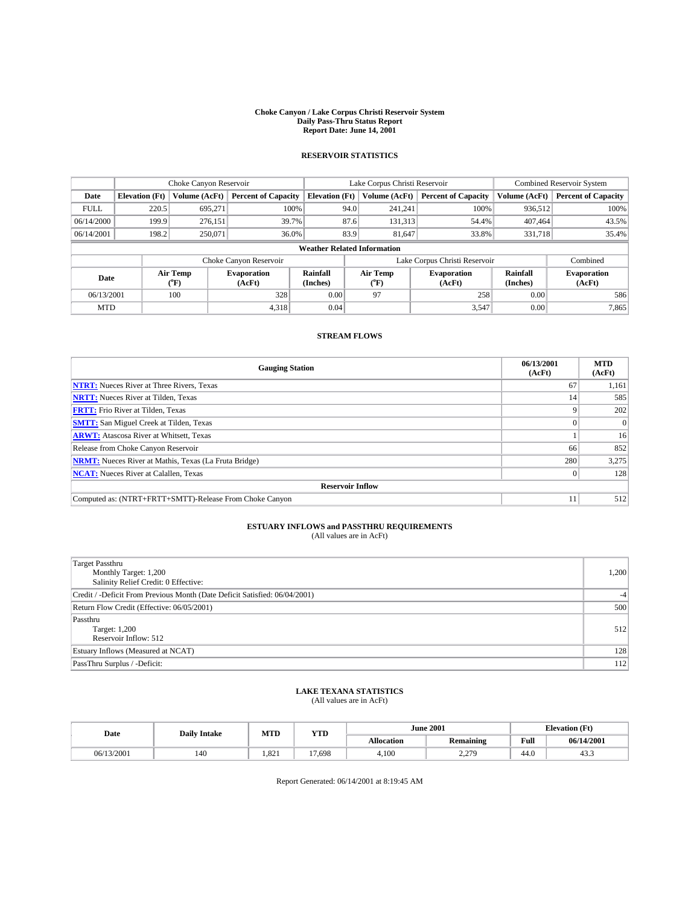# Choke Canyon / Lake Corpus Christi Reservoir System
## Daily Pass-Thru Status Report
## Report Date: June 14, 2001

### RESERVOIR STATISTICS

| | Choke Canyon Reservoir | | | Lake Corpus Christi Reservoir | | | Combined Reservoir System | |
|---|---|---|---|---|---|---|---|---|
| Date | Elevation (Ft) | Volume (AcFt) | Percent of Capacity | Elevation (Ft) | Volume (AcFt) | Percent of Capacity | Volume (AcFt) | Percent of Capacity |
| FULL | 220.5 | 695,271 | 100% | 94.0 | 241,241 | 100% | 936,512 | 100% |
| 06/14/2000 | 199.9 | 276,151 | 39.7% | 87.6 | 131,313 | 54.4% | 407,464 | 43.5% |
| 06/14/2001 | 198.2 | 250,071 | 36.0% | 83.9 | 81,647 | 33.8% | 331,718 | 35.4% |

**Weather Related Information**

| | Choke Canyon Reservoir | | | Lake Corpus Christi Reservoir | | | Combined |
|---|---|---|---|---|---|---|---|
| Date | Air Temp (°F) | Evaporation (AcFt) | Rainfall (Inches) | Air Temp (°F) | Evaporation (AcFt) | Rainfall (Inches) | Evaporation (AcFt) |
| 06/13/2001 | 100 | 328 | 0.00 | 97 | 258 | 0.00 | 586 |
| MTD | | 4,318 | 0.04 | | 3,547 | 0.00 | 7,865 |

### STREAM FLOWS

| Gauging Station | 06/13/2001 (AcFt) | MTD (AcFt) |
|---|---|---|
| NTRT: Nueces River at Three Rivers, Texas | 67 | 1,161 |
| NRTT: Nueces River at Tilden, Texas | 14 | 585 |
| FRTT: Frio River at Tilden, Texas | 9 | 202 |
| SMTT: San Miguel Creek at Tilden, Texas | 0 | 0 |
| ARWT: Atascosa River at Whitsett, Texas | 1 | 16 |
| Release from Choke Canyon Reservoir | 66 | 852 |
| NRMT: Nueces River at Mathis, Texas (La Fruta Bridge) | 280 | 3,275 |
| NCAT: Nueces River at Calallen, Texas | 0 | 128 |
| **Reservoir Inflow** | | |
| Computed as: (NTRT+FRTT+SMTT)-Release From Choke Canyon | 11 | 512 |

### ESTUARY INFLOWS and PASSTHRU REQUIREMENTS
(All values are in AcFt)

| | |
|---|---|
| Target Passthru<br>Monthly Target: 1,200<br>Salinity Relief Credit: 0 Effective: | 1,200 |
| Credit / -Deficit From Previous Month (Date Deficit Satisfied: 06/04/2001) | -4 |
| Return Flow Credit (Effective: 06/05/2001) | 500 |
| Passthru<br>Target: 1,200<br>Reservoir Inflow: 512 | 512 |
| Estuary Inflows (Measured at NCAT) | 128 |
| PassThru Surplus / -Deficit: | 112 |

### LAKE TEXANA STATISTICS
(All values are in AcFt)

| Date | Daily Intake | MTD | YTD | June 2001 | | Elevation (Ft) | |
|---|---|---|---|---|---|---|---|
| | | | | Allocation | Remaining | Full | 06/14/2001 |
| 06/13/2001 | 140 | 1,821 | 17,698 | 4,100 | 2,279 | 44.0 | 43.3 |

Report Generated: 06/14/2001 at 8:19:45 AM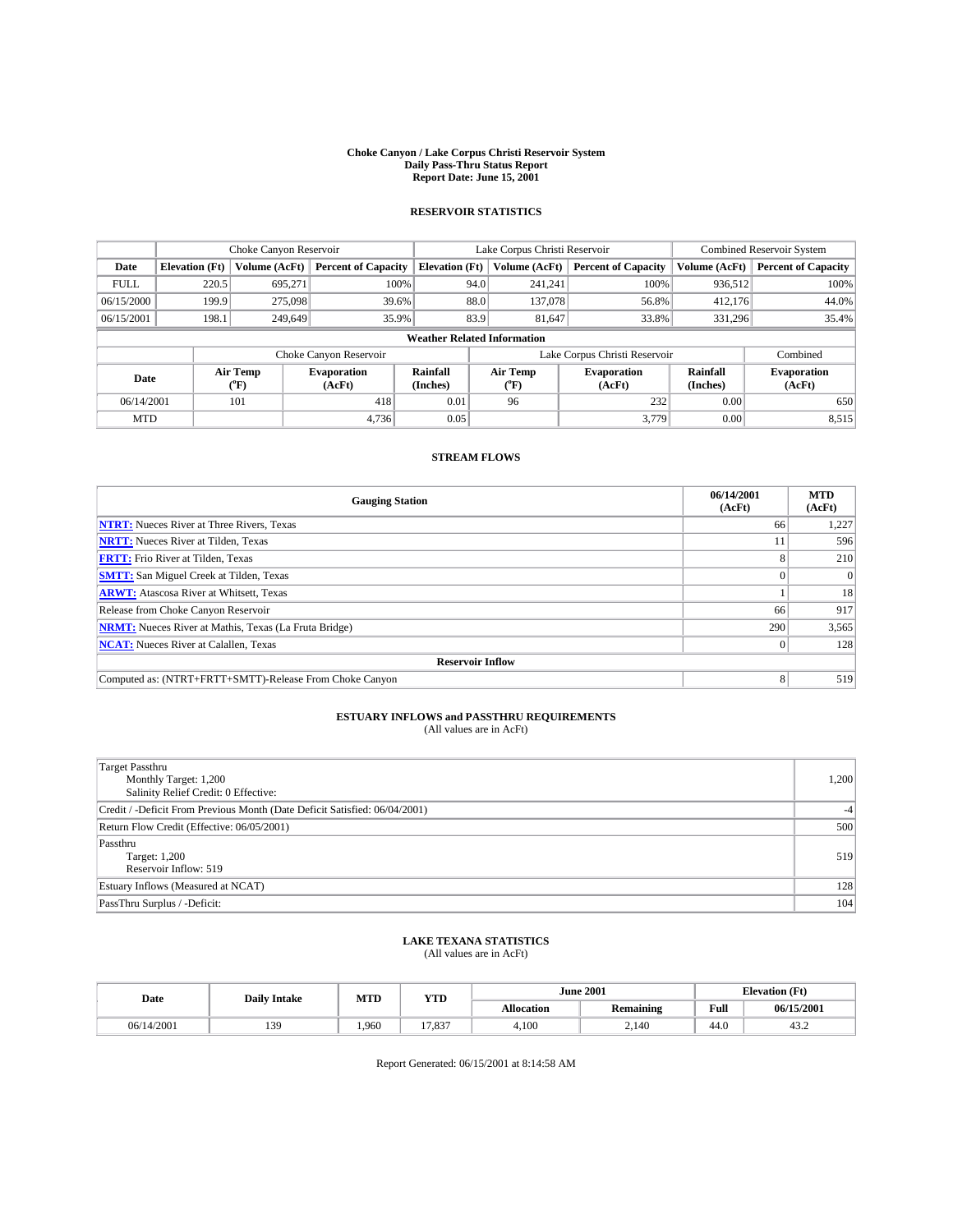# Choke Canyon / Lake Corpus Christi Reservoir System
## Daily Pass-Thru Status Report
## Report Date: June 15, 2001

### RESERVOIR STATISTICS

| | Choke Canyon Reservoir | | | Lake Corpus Christi Reservoir | | | Combined Reservoir System | |
|---|---|---|---|---|---|---|---|---|
| Date | Elevation (Ft) | Volume (AcFt) | Percent of Capacity | Elevation (Ft) | Volume (AcFt) | Percent of Capacity | Volume (AcFt) | Percent of Capacity |
| FULL | 220.5 | 695,271 | 100% | 94.0 | 241,241 | 100% | 936,512 | 100% |
| 06/15/2000 | 199.9 | 275,098 | 39.6% | 88.0 | 137,078 | 56.8% | 412,176 | 44.0% |
| 06/15/2001 | 198.1 | 249,649 | 35.9% | 83.9 | 81,647 | 33.8% | 331,296 | 35.4% |

**Weather Related Information**

| | Choke Canyon Reservoir | | | Lake Corpus Christi Reservoir | | | Combined |
|---|---|---|---|---|---|---|---|
| Date | Air Temp (°F) | Evaporation (AcFt) | Rainfall (Inches) | Air Temp (°F) | Evaporation (AcFt) | Rainfall (Inches) | Evaporation (AcFt) |
| 06/14/2001 | 101 | 418 | 0.01 | 96 | 232 | 0.00 | 650 |
| MTD | | 4,736 | 0.05 | | 3,779 | 0.00 | 8,515 |

### STREAM FLOWS

| Gauging Station | 06/14/2001 (AcFt) | MTD (AcFt) |
|---|---|---|
| **NTRT:** Nueces River at Three Rivers, Texas | 66 | 1,227 |
| **NRTT:** Nueces River at Tilden, Texas | 11 | 596 |
| **FRTT:** Frio River at Tilden, Texas | 8 | 210 |
| **SMTT:** San Miguel Creek at Tilden, Texas | 0 | 0 |
| **ARWT:** Atascosa River at Whitsett, Texas | 1 | 18 |
| Release from Choke Canyon Reservoir | 66 | 917 |
| **NRMT:** Nueces River at Mathis, Texas (La Fruta Bridge) | 290 | 3,565 |
| **NCAT:** Nueces River at Calallen, Texas | 0 | 128 |
| **Reservoir Inflow** | | |
| Computed as: (NTRT+FRTT+SMTT)-Release From Choke Canyon | 8 | 519 |

### ESTUARY INFLOWS and PASSTHRU REQUIREMENTS
(All values are in AcFt)

| | |
|---|---|
| Target Passthru<br>Monthly Target: 1,200<br>Salinity Relief Credit: 0 Effective: | 1,200 |
| Credit / -Deficit From Previous Month (Date Deficit Satisfied: 06/04/2001) | -4 |
| Return Flow Credit (Effective: 06/05/2001) | 500 |
| Passthru<br>Target: 1,200<br>Reservoir Inflow: 519 | 519 |
| Estuary Inflows (Measured at NCAT) | 128 |
| PassThru Surplus / -Deficit: | 104 |

### LAKE TEXANA STATISTICS
(All values are in AcFt)

| Date | Daily Intake | MTD | YTD | June 2001 | | Elevation (Ft) | |
|---|---|---|---|---|---|---|---|
| | | | | Allocation | Remaining | Full | 06/15/2001 |
| 06/14/2001 | 139 | 1,960 | 17,837 | 4,100 | 2,140 | 44.0 | 43.2 |

Report Generated: 06/15/2001 at 8:14:58 AM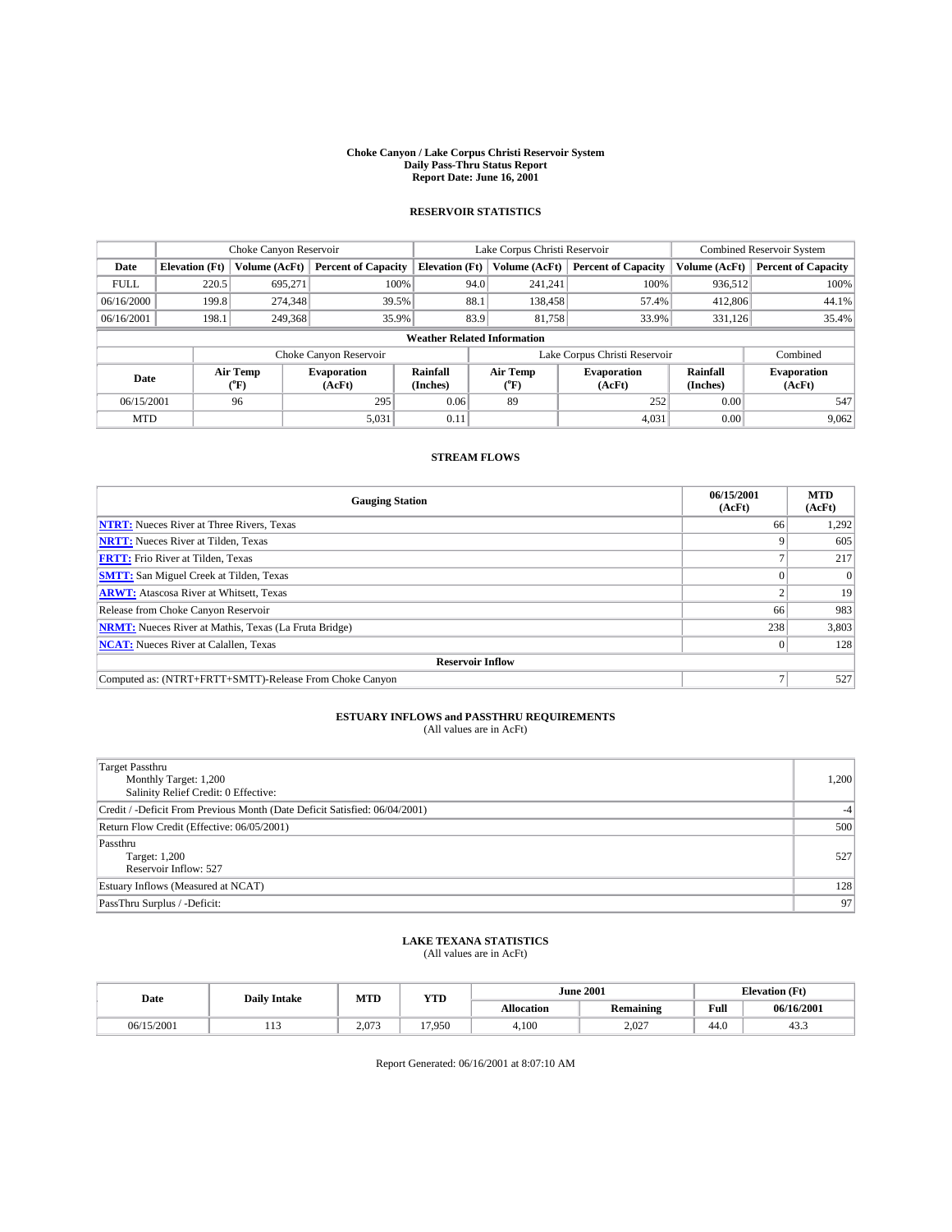# Choke Canyon / Lake Corpus Christi Reservoir System
## Daily Pass-Thru Status Report
## Report Date: June 16, 2001

### RESERVOIR STATISTICS

| | Choke Canyon Reservoir | | | Lake Corpus Christi Reservoir | | | Combined Reservoir System | |
|---|---|---|---|---|---|---|---|---|
| Date | Elevation (Ft) | Volume (AcFt) | Percent of Capacity | Elevation (Ft) | Volume (AcFt) | Percent of Capacity | Volume (AcFt) | Percent of Capacity |
| FULL | 220.5 | 695,271 | 100% | 94.0 | 241,241 | 100% | 936,512 | 100% |
| 06/16/2000 | 199.8 | 274,348 | 39.5% | 88.1 | 138,458 | 57.4% | 412,806 | 44.1% |
| 06/16/2001 | 198.1 | 249,368 | 35.9% | 83.9 | 81,758 | 33.9% | 331,126 | 35.4% |

**Weather Related Information**

| | Choke Canyon Reservoir | | | Lake Corpus Christi Reservoir | | | Combined |
|---|---|---|---|---|---|---|---|
| Date | Air Temp (°F) | Evaporation (AcFt) | Rainfall (Inches) | Air Temp (°F) | Evaporation (AcFt) | Rainfall (Inches) | Evaporation (AcFt) |
| 06/15/2001 | 96 | 295 | 0.06 | 89 | 252 | 0.00 | 547 |
| MTD | | 5,031 | 0.11 | | 4,031 | 0.00 | 9,062 |

### STREAM FLOWS

| Gauging Station | 06/15/2001 (AcFt) | MTD (AcFt) |
|---|---|---|
| NTRT: Nueces River at Three Rivers, Texas | 66 | 1,292 |
| NRTT: Nueces River at Tilden, Texas | 9 | 605 |
| FRTT: Frio River at Tilden, Texas | 7 | 217 |
| SMTT: San Miguel Creek at Tilden, Texas | 0 | 0 |
| ARWT: Atascosa River at Whitsett, Texas | 2 | 19 |
| Release from Choke Canyon Reservoir | 66 | 983 |
| NRMT: Nueces River at Mathis, Texas (La Fruta Bridge) | 238 | 3,803 |
| NCAT: Nueces River at Calallen, Texas | 0 | 128 |
| **Reservoir Inflow** | | |
| Computed as: (NTRT+FRTT+SMTT)-Release From Choke Canyon | 7 | 527 |

### ESTUARY INFLOWS and PASSTHRU REQUIREMENTS
(All values are in AcFt)

| | |
|---|---|
| Target Passthru<br>Monthly Target: 1,200<br>Salinity Relief Credit: 0 Effective: | 1,200 |
| Credit / -Deficit From Previous Month (Date Deficit Satisfied: 06/04/2001) | -4 |
| Return Flow Credit (Effective: 06/05/2001) | 500 |
| Passthru<br>Target: 1,200<br>Reservoir Inflow: 527 | 527 |
| Estuary Inflows (Measured at NCAT) | 128 |
| PassThru Surplus / -Deficit: | 97 |

### LAKE TEXANA STATISTICS
(All values are in AcFt)

| Date | Daily Intake | MTD | YTD | June 2001 | | Elevation (Ft) | |
|---|---|---|---|---|---|---|---|
| | | | | Allocation | Remaining | Full | 06/16/2001 |
| 06/15/2001 | 113 | 2,073 | 17,950 | 4,100 | 2,027 | 44.0 | 43.3 |

Report Generated: 06/16/2001 at 8:07:10 AM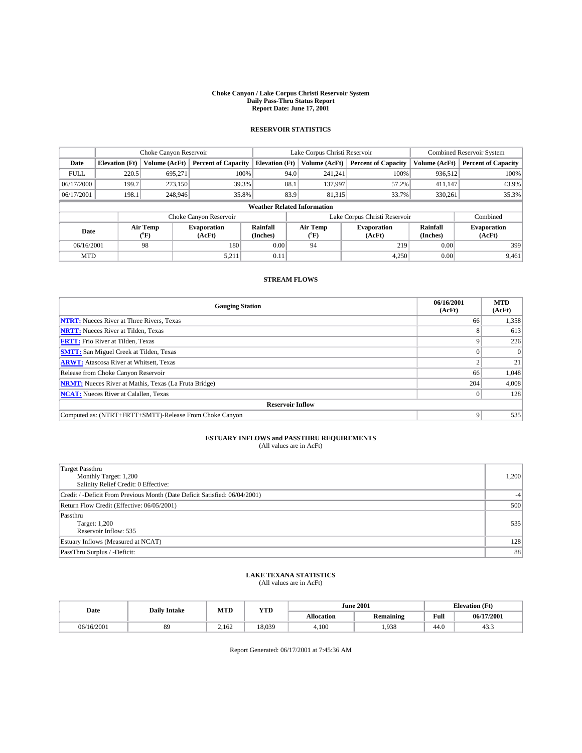# Choke Canyon / Lake Corpus Christi Reservoir System
## Daily Pass-Thru Status Report
## Report Date: June 17, 2001

### RESERVOIR STATISTICS

| | Choke Canyon Reservoir | | | Lake Corpus Christi Reservoir | | | Combined Reservoir System | |
|---|---|---|---|---|---|---|---|---|
| Date | Elevation (Ft) | Volume (AcFt) | Percent of Capacity | Elevation (Ft) | Volume (AcFt) | Percent of Capacity | Volume (AcFt) | Percent of Capacity |
| FULL | 220.5 | 695,271 | 100% | 94.0 | 241,241 | 100% | 936,512 | 100% |
| 06/17/2000 | 199.7 | 273,150 | 39.3% | 88.1 | 137,997 | 57.2% | 411,147 | 43.9% |
| 06/17/2001 | 198.1 | 248,946 | 35.8% | 83.9 | 81,315 | 33.7% | 330,261 | 35.3% |

**Weather Related Information**

| | Choke Canyon Reservoir | | | Lake Corpus Christi Reservoir | | | Combined |
|---|---|---|---|---|---|---|---|
| Date | Air Temp (°F) | Evaporation (AcFt) | Rainfall (Inches) | Air Temp (°F) | Evaporation (AcFt) | Rainfall (Inches) | Evaporation (AcFt) |
| 06/16/2001 | 98 | 180 | 0.00 | 94 | 219 | 0.00 | 399 |
| MTD | | 5,211 | 0.11 | | 4,250 | 0.00 | 9,461 |

### STREAM FLOWS

| Gauging Station | 06/16/2001 (AcFt) | MTD (AcFt) |
|---|---|---|
| NTRT: Nueces River at Three Rivers, Texas | 66 | 1,358 |
| NRTT: Nueces River at Tilden, Texas | 8 | 613 |
| FRTT: Frio River at Tilden, Texas | 9 | 226 |
| SMTT: San Miguel Creek at Tilden, Texas | 0 | 0 |
| ARWT: Atascosa River at Whitsett, Texas | 2 | 21 |
| Release from Choke Canyon Reservoir | 66 | 1,048 |
| NRMT: Nueces River at Mathis, Texas (La Fruta Bridge) | 204 | 4,008 |
| NCAT: Nueces River at Calallen, Texas | 0 | 128 |
| **Reservoir Inflow** | | |
| Computed as: (NTRT+FRTT+SMTT)-Release From Choke Canyon | 9 | 535 |

### ESTUARY INFLOWS and PASSTHRU REQUIREMENTS
(All values are in AcFt)

| | |
|---|---|
| Target Passthru<br>Monthly Target: 1,200<br>Salinity Relief Credit: 0 Effective: | 1,200 |
| Credit / -Deficit From Previous Month (Date Deficit Satisfied: 06/04/2001) | -4 |
| Return Flow Credit (Effective: 06/05/2001) | 500 |
| Passthru<br>Target: 1,200<br>Reservoir Inflow: 535 | 535 |
| Estuary Inflows (Measured at NCAT) | 128 |
| PassThru Surplus / -Deficit: | 88 |

### LAKE TEXANA STATISTICS
(All values are in AcFt)

| Date | Daily Intake | MTD | YTD | June 2001 | | Elevation (Ft) | |
|---|---|---|---|---|---|---|---|
| | | | | Allocation | Remaining | Full | 06/17/2001 |
| 06/16/2001 | 89 | 2,162 | 18,039 | 4,100 | 1,938 | 44.0 | 43.3 |

Report Generated: 06/17/2001 at 7:45:36 AM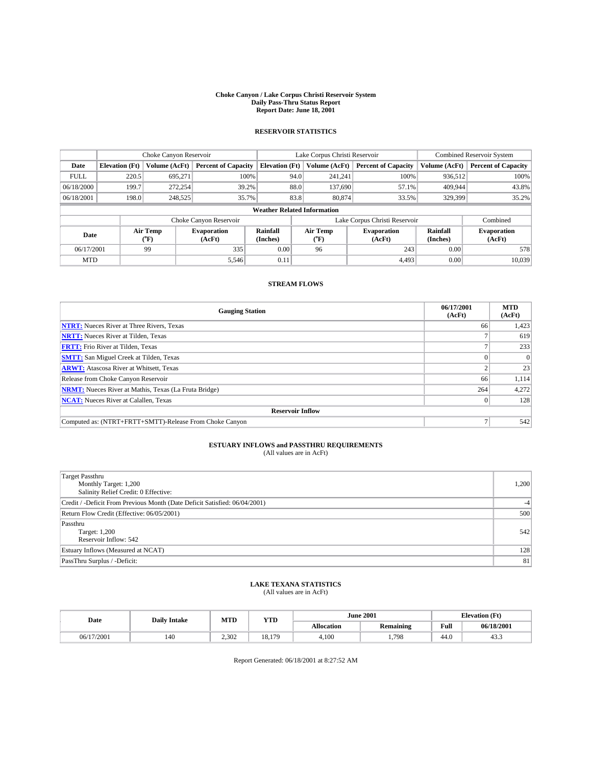# Choke Canyon / Lake Corpus Christi Reservoir System
## Daily Pass-Thru Status Report
## Report Date: June 18, 2001

### RESERVOIR STATISTICS

| | Choke Canyon Reservoir | | | Lake Corpus Christi Reservoir | | | Combined Reservoir System | |
|---|---|---|---|---|---|---|---|---|
| Date | Elevation (Ft) | Volume (AcFt) | Percent of Capacity | Elevation (Ft) | Volume (AcFt) | Percent of Capacity | Volume (AcFt) | Percent of Capacity |
| FULL | 220.5 | 695,271 | 100% | 94.0 | 241,241 | 100% | 936,512 | 100% |
| 06/18/2000 | 199.7 | 272,254 | 39.2% | 88.0 | 137,690 | 57.1% | 409,944 | 43.8% |
| 06/18/2001 | 198.0 | 248,525 | 35.7% | 83.8 | 80,874 | 33.5% | 329,399 | 35.2% |

**Weather Related Information**

| | Choke Canyon Reservoir | | | Lake Corpus Christi Reservoir | | | Combined |
|---|---|---|---|---|---|---|---|
| Date | Air Temp (°F) | Evaporation (AcFt) | Rainfall (Inches) | Air Temp (°F) | Evaporation (AcFt) | Rainfall (Inches) | Evaporation (AcFt) |
| 06/17/2001 | 99 | 335 | 0.00 | 96 | 243 | 0.00 | 578 |
| MTD | | 5,546 | 0.11 | | 4,493 | 0.00 | 10,039 |

### STREAM FLOWS

| Gauging Station | 06/17/2001 (AcFt) | MTD (AcFt) |
|---|---|---|
| NTRT: Nueces River at Three Rivers, Texas | 66 | 1,423 |
| NRTT: Nueces River at Tilden, Texas | 7 | 619 |
| FRTT: Frio River at Tilden, Texas | 7 | 233 |
| SMTT: San Miguel Creek at Tilden, Texas | 0 | 0 |
| ARWT: Atascosa River at Whitsett, Texas | 2 | 23 |
| Release from Choke Canyon Reservoir | 66 | 1,114 |
| NRMT: Nueces River at Mathis, Texas (La Fruta Bridge) | 264 | 4,272 |
| NCAT: Nueces River at Calallen, Texas | 0 | 128 |
| **Reservoir Inflow** | | |
| Computed as: (NTRT+FRTT+SMTT)-Release From Choke Canyon | 7 | 542 |

### ESTUARY INFLOWS and PASSTHRU REQUIREMENTS
(All values are in AcFt)

| | |
|---|---|
| Target Passthru<br>Monthly Target: 1,200<br>Salinity Relief Credit: 0 Effective: | 1,200 |
| Credit / -Deficit From Previous Month (Date Deficit Satisfied: 06/04/2001) | -4 |
| Return Flow Credit (Effective: 06/05/2001) | 500 |
| Passthru<br>Target: 1,200<br>Reservoir Inflow: 542 | 542 |
| Estuary Inflows (Measured at NCAT) | 128 |
| PassThru Surplus / -Deficit: | 81 |

### LAKE TEXANA STATISTICS
(All values are in AcFt)

| Date | Daily Intake | MTD | YTD | June 2001 | | Elevation (Ft) | |
|---|---|---|---|---|---|---|---|
| | | | | Allocation | Remaining | Full | 06/18/2001 |
| 06/17/2001 | 140 | 2,302 | 18,179 | 4,100 | 1,798 | 44.0 | 43.3 |

Report Generated: 06/18/2001 at 8:27:52 AM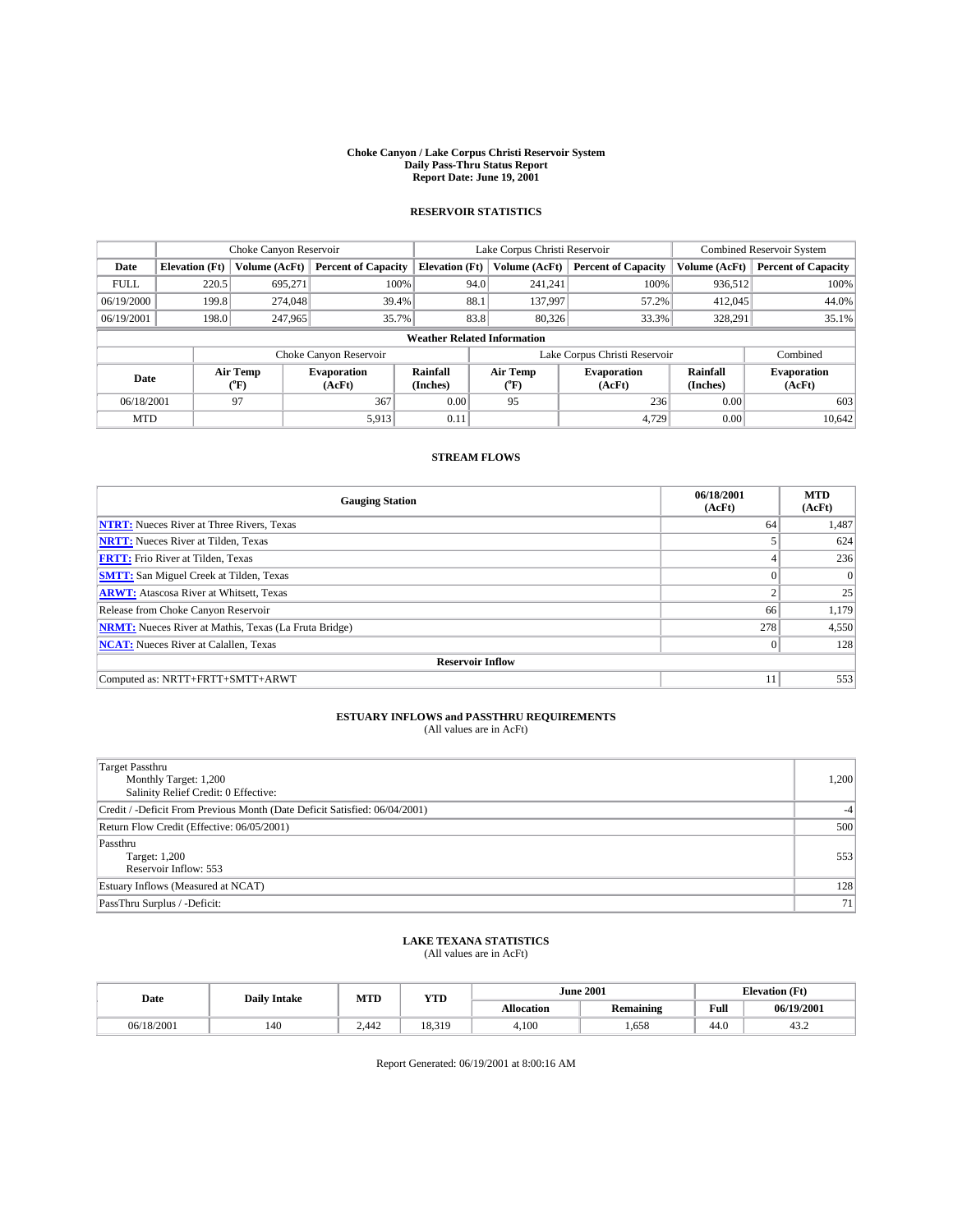**Choke Canyon / Lake Corpus Christi Reservoir System**
**Daily Pass-Thru Status Report**
**Report Date: June 19, 2001**

## RESERVOIR STATISTICS

| | Choke Canyon Reservoir | | | Lake Corpus Christi Reservoir | | | Combined Reservoir System | |
|---|---|---|---|---|---|---|---|---|
| Date | Elevation (Ft) | Volume (AcFt) | Percent of Capacity | Elevation (Ft) | Volume (AcFt) | Percent of Capacity | Volume (AcFt) | Percent of Capacity |
| FULL | 220.5 | 695,271 | 100% | 94.0 | 241,241 | 100% | 936,512 | 100% |
| 06/19/2000 | 199.8 | 274,048 | 39.4% | 88.1 | 137,997 | 57.2% | 412,045 | 44.0% |
| 06/19/2001 | 198.0 | 247,965 | 35.7% | 83.8 | 80,326 | 33.3% | 328,291 | 35.1% |

**Weather Related Information**

| | Choke Canyon Reservoir | | | Lake Corpus Christi Reservoir | | | Combined |
|---|---|---|---|---|---|---|---|
| Date | Air Temp (°F) | Evaporation (AcFt) | Rainfall (Inches) | Air Temp (°F) | Evaporation (AcFt) | Rainfall (Inches) | Evaporation (AcFt) |
| 06/18/2001 | 97 | 367 | 0.00 | 95 | 236 | 0.00 | 603 |
| MTD | | 5,913 | 0.11 | | 4,729 | 0.00 | 10,642 |

## STREAM FLOWS

| Gauging Station | 06/18/2001 (AcFt) | MTD (AcFt) |
|---|---|---|
| NTRT: Nueces River at Three Rivers, Texas | 64 | 1,487 |
| NRTT: Nueces River at Tilden, Texas | 5 | 624 |
| FRTT: Frio River at Tilden, Texas | 4 | 236 |
| SMTT: San Miguel Creek at Tilden, Texas | 0 | 0 |
| ARWT: Atascosa River at Whitsett, Texas | 2 | 25 |
| Release from Choke Canyon Reservoir | 66 | 1,179 |
| NRMT: Nueces River at Mathis, Texas (La Fruta Bridge) | 278 | 4,550 |
| NCAT: Nueces River at Calallen, Texas | 0 | 128 |
| **Reservoir Inflow** | | |
| Computed as: NRTT+FRTT+SMTT+ARWT | 11 | 553 |

## ESTUARY INFLOWS and PASSTHRU REQUIREMENTS
(All values are in AcFt)

| | |
|---|---|
| Target Passthru<br>Monthly Target: 1,200<br>Salinity Relief Credit: 0 Effective: | 1,200 |
| Credit / -Deficit From Previous Month (Date Deficit Satisfied: 06/04/2001) | -4 |
| Return Flow Credit (Effective: 06/05/2001) | 500 |
| Passthru<br>Target: 1,200<br>Reservoir Inflow: 553 | 553 |
| Estuary Inflows (Measured at NCAT) | 128 |
| PassThru Surplus / -Deficit: | 71 |

## LAKE TEXANA STATISTICS
(All values are in AcFt)

| Date | Daily Intake | MTD | YTD | June 2001 | | Elevation (Ft) | |
|---|---|---|---|---|---|---|---|
| | | | | Allocation | Remaining | Full | 06/19/2001 |
| 06/18/2001 | 140 | 2,442 | 18,319 | 4,100 | 1,658 | 44.0 | 43.2 |

Report Generated: 06/19/2001 at 8:00:16 AM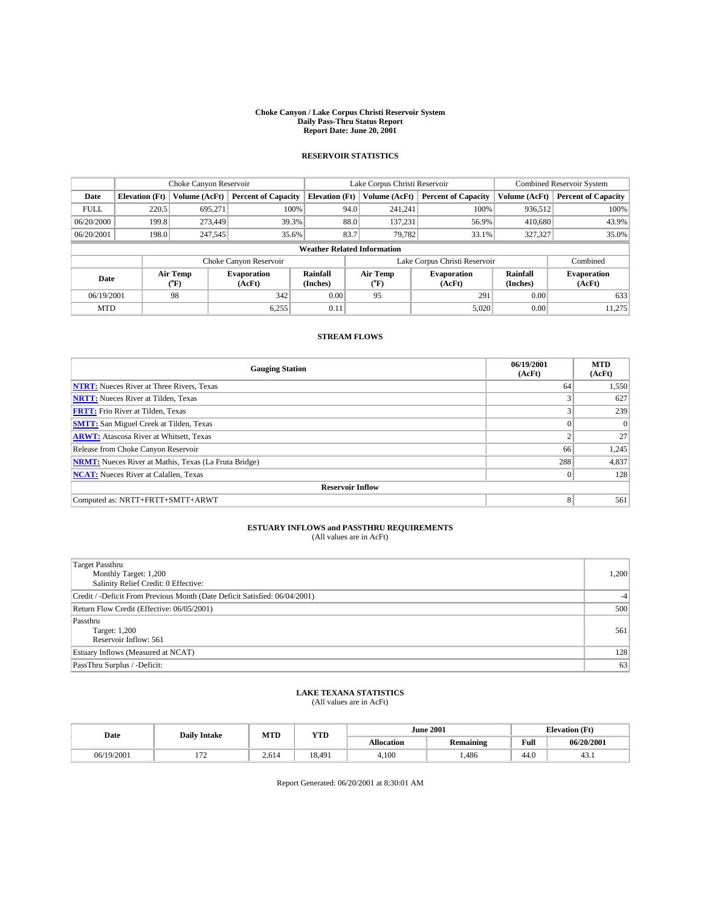# Choke Canyon / Lake Corpus Christi Reservoir System
## Daily Pass-Thru Status Report
## Report Date: June 20, 2001

### RESERVOIR STATISTICS

| | Choke Canyon Reservoir | | | Lake Corpus Christi Reservoir | | | Combined Reservoir System | |
|---|---|---|---|---|---|---|---|---|
| Date | Elevation (Ft) | Volume (AcFt) | Percent of Capacity | Elevation (Ft) | Volume (AcFt) | Percent of Capacity | Volume (AcFt) | Percent of Capacity |
| FULL | 220.5 | 695,271 | 100% | 94.0 | 241,241 | 100% | 936,512 | 100% |
| 06/20/2000 | 199.8 | 273,449 | 39.3% | 88.0 | 137,231 | 56.9% | 410,680 | 43.9% |
| 06/20/2001 | 198.0 | 247,545 | 35.6% | 83.7 | 79,782 | 33.1% | 327,327 | 35.0% |

**Weather Related Information**

| | Choke Canyon Reservoir | | | Lake Corpus Christi Reservoir | | | Combined |
|---|---|---|---|---|---|---|---|
| Date | Air Temp (°F) | Evaporation (AcFt) | Rainfall (Inches) | Air Temp (°F) | Evaporation (AcFt) | Rainfall (Inches) | Evaporation (AcFt) |
| 06/19/2001 | 98 | 342 | 0.00 | 95 | 291 | 0.00 | 633 |
| MTD | | 6,255 | 0.11 | | 5,020 | 0.00 | 11,275 |

### STREAM FLOWS

| Gauging Station | 06/19/2001 (AcFt) | MTD (AcFt) |
|---|---|---|
| NTRT: Nueces River at Three Rivers, Texas | 64 | 1,550 |
| NRTT: Nueces River at Tilden, Texas | 3 | 627 |
| FRTT: Frio River at Tilden, Texas | 3 | 239 |
| SMTT: San Miguel Creek at Tilden, Texas | 0 | 0 |
| ARWT: Atascosa River at Whitsett, Texas | 2 | 27 |
| Release from Choke Canyon Reservoir | 66 | 1,245 |
| NRMT: Nueces River at Mathis, Texas (La Fruta Bridge) | 288 | 4,837 |
| NCAT: Nueces River at Calallen, Texas | 0 | 128 |
| **Reservoir Inflow** | | |
| Computed as: NRTT+FRTT+SMTT+ARWT | 8 | 561 |

### ESTUARY INFLOWS and PASSTHRU REQUIREMENTS
(All values are in AcFt)

| | |
|---|---|
| Target Passthru<br>Monthly Target: 1,200<br>Salinity Relief Credit: 0 Effective: | 1,200 |
| Credit / -Deficit From Previous Month (Date Deficit Satisfied: 06/04/2001) | -4 |
| Return Flow Credit (Effective: 06/05/2001) | 500 |
| Passthru<br>Target: 1,200<br>Reservoir Inflow: 561 | 561 |
| Estuary Inflows (Measured at NCAT) | 128 |
| PassThru Surplus / -Deficit: | 63 |

### LAKE TEXANA STATISTICS
(All values are in AcFt)

| Date | Daily Intake | MTD | YTD | June 2001 | | Elevation (Ft) | |
|---|---|---|---|---|---|---|---|
| | | | | Allocation | Remaining | Full | 06/20/2001 |
| 06/19/2001 | 172 | 2,614 | 18,491 | 4,100 | 1,486 | 44.0 | 43.1 |

Report Generated: 06/20/2001 at 8:30:01 AM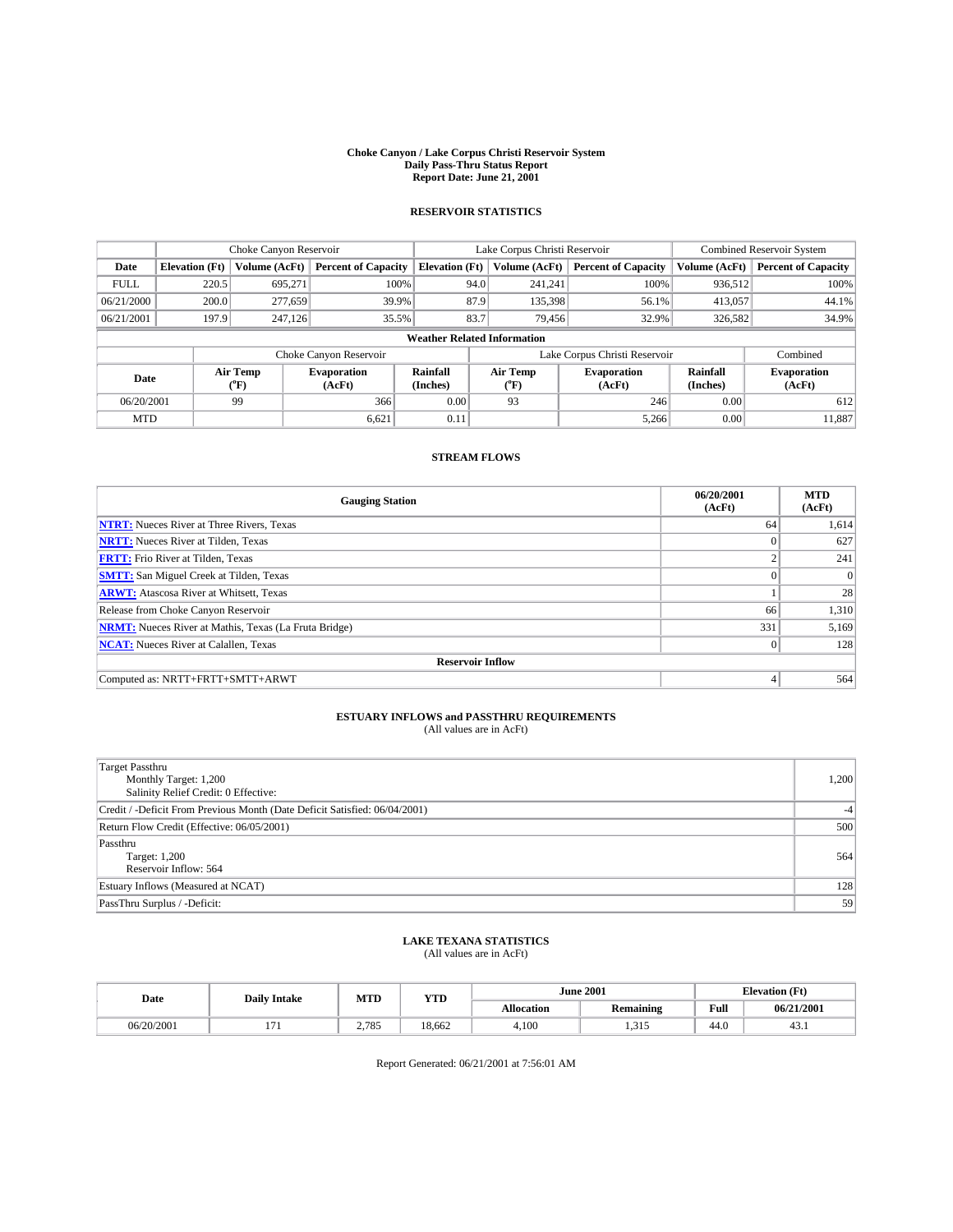# Choke Canyon / Lake Corpus Christi Reservoir System
## Daily Pass-Thru Status Report
## Report Date: June 21, 2001

### RESERVOIR STATISTICS

| | Choke Canyon Reservoir | | | Lake Corpus Christi Reservoir | | | Combined Reservoir System | |
|---|---|---|---|---|---|---|---|---|
| Date | Elevation (Ft) | Volume (AcFt) | Percent of Capacity | Elevation (Ft) | Volume (AcFt) | Percent of Capacity | Volume (AcFt) | Percent of Capacity |
| FULL | 220.5 | 695,271 | 100% | 94.0 | 241,241 | 100% | 936,512 | 100% |
| 06/21/2000 | 200.0 | 277,659 | 39.9% | 87.9 | 135,398 | 56.1% | 413,057 | 44.1% |
| 06/21/2001 | 197.9 | 247,126 | 35.5% | 83.7 | 79,456 | 32.9% | 326,582 | 34.9% |

**Weather Related Information**

| | Choke Canyon Reservoir | | | Lake Corpus Christi Reservoir | | | Combined |
|---|---|---|---|---|---|---|---|
| Date | Air Temp (°F) | Evaporation (AcFt) | Rainfall (Inches) | Air Temp (°F) | Evaporation (AcFt) | Rainfall (Inches) | Evaporation (AcFt) |
| 06/20/2001 | 99 | 366 | 0.00 | 93 | 246 | 0.00 | 612 |
| MTD | | 6,621 | 0.11 | | 5,266 | 0.00 | 11,887 |

### STREAM FLOWS

| Gauging Station | 06/20/2001 (AcFt) | MTD (AcFt) |
|---|---|---|
| NTRT: Nueces River at Three Rivers, Texas | 64 | 1,614 |
| NRTT: Nueces River at Tilden, Texas | 0 | 627 |
| FRTT: Frio River at Tilden, Texas | 2 | 241 |
| SMTT: San Miguel Creek at Tilden, Texas | 0 | 0 |
| ARWT: Atascosa River at Whitsett, Texas | 1 | 28 |
| Release from Choke Canyon Reservoir | 66 | 1,310 |
| NRMT: Nueces River at Mathis, Texas (La Fruta Bridge) | 331 | 5,169 |
| NCAT: Nueces River at Calallen, Texas | 0 | 128 |
| **Reservoir Inflow** | | |
| Computed as: NRTT+FRTT+SMTT+ARWT | 4 | 564 |

### ESTUARY INFLOWS and PASSTHRU REQUIREMENTS
(All values are in AcFt)

| | |
|---|---|
| Target Passthru<br>Monthly Target: 1,200<br>Salinity Relief Credit: 0 Effective: | 1,200 |
| Credit / -Deficit From Previous Month (Date Deficit Satisfied: 06/04/2001) | -4 |
| Return Flow Credit (Effective: 06/05/2001) | 500 |
| Passthru<br>Target: 1,200<br>Reservoir Inflow: 564 | 564 |
| Estuary Inflows (Measured at NCAT) | 128 |
| PassThru Surplus / -Deficit: | 59 |

### LAKE TEXANA STATISTICS
(All values are in AcFt)

| Date | Daily Intake | MTD | YTD | June 2001 | | Elevation (Ft) | |
|---|---|---|---|---|---|---|---|
| | | | | Allocation | Remaining | Full | 06/21/2001 |
| 06/20/2001 | 171 | 2,785 | 18,662 | 4,100 | 1,315 | 44.0 | 43.1 |

Report Generated: 06/21/2001 at 7:56:01 AM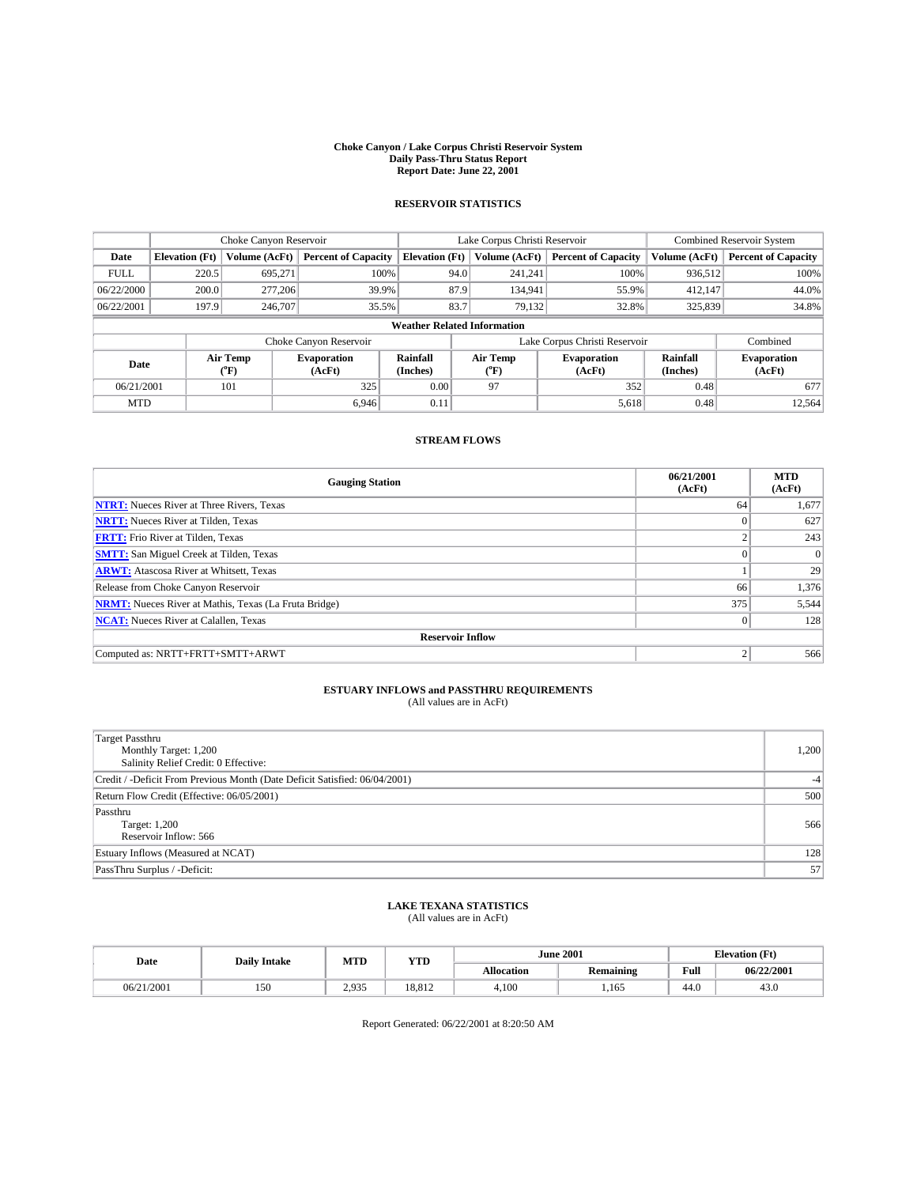# Choke Canyon / Lake Corpus Christi Reservoir System
## Daily Pass-Thru Status Report
## Report Date: June 22, 2001

### RESERVOIR STATISTICS

| | Choke Canyon Reservoir | | | Lake Corpus Christi Reservoir | | | Combined Reservoir System | |
|---|---|---|---|---|---|---|---|---|
| Date | Elevation (Ft) | Volume (AcFt) | Percent of Capacity | Elevation (Ft) | Volume (AcFt) | Percent of Capacity | Volume (AcFt) | Percent of Capacity |
| FULL | 220.5 | 695,271 | 100% | 94.0 | 241,241 | 100% | 936,512 | 100% |
| 06/22/2000 | 200.0 | 277,206 | 39.9% | 87.9 | 134,941 | 55.9% | 412,147 | 44.0% |
| 06/22/2001 | 197.9 | 246,707 | 35.5% | 83.7 | 79,132 | 32.8% | 325,839 | 34.8% |

**Weather Related Information**

| | Choke Canyon Reservoir | | | Lake Corpus Christi Reservoir | | | Combined |
|---|---|---|---|---|---|---|---|
| Date | Air Temp (°F) | Evaporation (AcFt) | Rainfall (Inches) | Air Temp (°F) | Evaporation (AcFt) | Rainfall (Inches) | Evaporation (AcFt) |
| 06/21/2001 | 101 | 325 | 0.00 | 97 | 352 | 0.48 | 677 |
| MTD | | 6,946 | 0.11 | | 5,618 | 0.48 | 12,564 |

### STREAM FLOWS

| Gauging Station | 06/21/2001 (AcFt) | MTD (AcFt) |
|---|---|---|
| NTRT: Nueces River at Three Rivers, Texas | 64 | 1,677 |
| NRTT: Nueces River at Tilden, Texas | 0 | 627 |
| FRTT: Frio River at Tilden, Texas | 2 | 243 |
| SMTT: San Miguel Creek at Tilden, Texas | 0 | 0 |
| ARWT: Atascosa River at Whitsett, Texas | 1 | 29 |
| Release from Choke Canyon Reservoir | 66 | 1,376 |
| NRMT: Nueces River at Mathis, Texas (La Fruta Bridge) | 375 | 5,544 |
| NCAT: Nueces River at Calallen, Texas | 0 | 128 |
| **Reservoir Inflow** | | |
| Computed as: NRTT+FRTT+SMTT+ARWT | 2 | 566 |

### ESTUARY INFLOWS and PASSTHRU REQUIREMENTS
(All values are in AcFt)

| | |
|---|---|
| Target Passthru<br>Monthly Target: 1,200<br>Salinity Relief Credit: 0 Effective: | 1,200 |
| Credit / -Deficit From Previous Month (Date Deficit Satisfied: 06/04/2001) | -4 |
| Return Flow Credit (Effective: 06/05/2001) | 500 |
| Passthru<br>Target: 1,200<br>Reservoir Inflow: 566 | 566 |
| Estuary Inflows (Measured at NCAT) | 128 |
| PassThru Surplus / -Deficit: | 57 |

### LAKE TEXANA STATISTICS
(All values are in AcFt)

| Date | Daily Intake | MTD | YTD | June 2001 | | Elevation (Ft) | |
|---|---|---|---|---|---|---|---|
| | | | | Allocation | Remaining | Full | 06/22/2001 |
| 06/21/2001 | 150 | 2,935 | 18,812 | 4,100 | 1,165 | 44.0 | 43.0 |

Report Generated: 06/22/2001 at 8:20:50 AM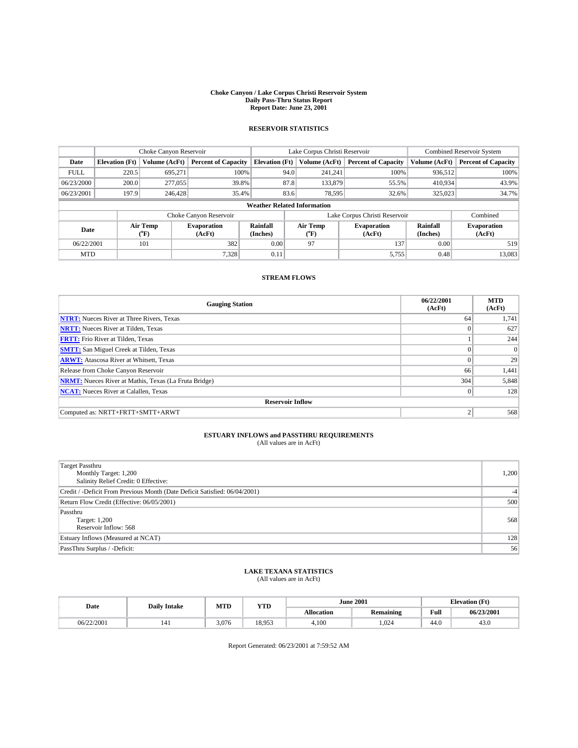# Choke Canyon / Lake Corpus Christi Reservoir System
## Daily Pass-Thru Status Report
### Report Date: June 23, 2001

## RESERVOIR STATISTICS

| | Choke Canyon Reservoir | | | Lake Corpus Christi Reservoir | | | Combined Reservoir System | |
|---|---|---|---|---|---|---|---|---|
| Date | Elevation (Ft) | Volume (AcFt) | Percent of Capacity | Elevation (Ft) | Volume (AcFt) | Percent of Capacity | Volume (AcFt) | Percent of Capacity |
| FULL | 220.5 | 695,271 | 100% | 94.0 | 241,241 | 100% | 936,512 | 100% |
| 06/23/2000 | 200.0 | 277,055 | 39.8% | 87.8 | 133,879 | 55.5% | 410,934 | 43.9% |
| 06/23/2001 | 197.9 | 246,428 | 35.4% | 83.6 | 78,595 | 32.6% | 325,023 | 34.7% |

**Weather Related Information**

| | Choke Canyon Reservoir | | | Lake Corpus Christi Reservoir | | | Combined |
|---|---|---|---|---|---|---|---|
| Date | Air Temp (°F) | Evaporation (AcFt) | Rainfall (Inches) | Air Temp (°F) | Evaporation (AcFt) | Rainfall (Inches) | Evaporation (AcFt) |
| 06/22/2001 | 101 | 382 | 0.00 | 97 | 137 | 0.00 | 519 |
| MTD | | 7,328 | 0.11 | | 5,755 | 0.48 | 13,083 |

## STREAM FLOWS

| Gauging Station | 06/22/2001 (AcFt) | MTD (AcFt) |
|---|---|---|
| NTRT: Nueces River at Three Rivers, Texas | 64 | 1,741 |
| NRTT: Nueces River at Tilden, Texas | 0 | 627 |
| FRTT: Frio River at Tilden, Texas | 1 | 244 |
| SMTT: San Miguel Creek at Tilden, Texas | 0 | 0 |
| ARWT: Atascosa River at Whitsett, Texas | 0 | 29 |
| Release from Choke Canyon Reservoir | 66 | 1,441 |
| NRMT: Nueces River at Mathis, Texas (La Fruta Bridge) | 304 | 5,848 |
| NCAT: Nueces River at Calallen, Texas | 0 | 128 |
| **Reservoir Inflow** | | |
| Computed as: NRTT+FRTT+SMTT+ARWT | 2 | 568 |

## ESTUARY INFLOWS and PASSTHRU REQUIREMENTS
(All values are in AcFt)

| | |
|---|---|
| Target Passthru<br>Monthly Target: 1,200<br>Salinity Relief Credit: 0 Effective: | 1,200 |
| Credit / -Deficit From Previous Month (Date Deficit Satisfied: 06/04/2001) | -4 |
| Return Flow Credit (Effective: 06/05/2001) | 500 |
| Passthru<br>Target: 1,200<br>Reservoir Inflow: 568 | 568 |
| Estuary Inflows (Measured at NCAT) | 128 |
| PassThru Surplus / -Deficit: | 56 |

## LAKE TEXANA STATISTICS
(All values are in AcFt)

| Date | Daily Intake | MTD | YTD | June 2001 | | Elevation (Ft) | |
|---|---|---|---|---|---|---|---|
| | | | | Allocation | Remaining | Full | 06/23/2001 |
| 06/22/2001 | 141 | 3,076 | 18,953 | 4,100 | 1,024 | 44.0 | 43.0 |

Report Generated: 06/23/2001 at 7:59:52 AM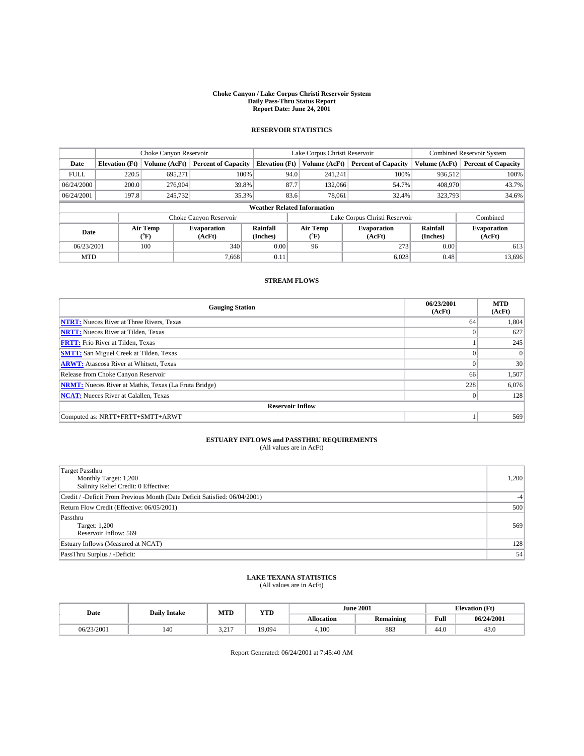# Choke Canyon / Lake Corpus Christi Reservoir System
## Daily Pass-Thru Status Report
### Report Date: June 24, 2001

## RESERVOIR STATISTICS

| | Choke Canyon Reservoir | | | Lake Corpus Christi Reservoir | | | Combined Reservoir System | |
|---|---|---|---|---|---|---|---|---|
| Date | Elevation (Ft) | Volume (AcFt) | Percent of Capacity | Elevation (Ft) | Volume (AcFt) | Percent of Capacity | Volume (AcFt) | Percent of Capacity |
| FULL | 220.5 | 695,271 | 100% | 94.0 | 241,241 | 100% | 936,512 | 100% |
| 06/24/2000 | 200.0 | 276,904 | 39.8% | 87.7 | 132,066 | 54.7% | 408,970 | 43.7% |
| 06/24/2001 | 197.8 | 245,732 | 35.3% | 83.6 | 78,061 | 32.4% | 323,793 | 34.6% |

**Weather Related Information**

| | Choke Canyon Reservoir | | | Lake Corpus Christi Reservoir | | | Combined |
|---|---|---|---|---|---|---|---|
| Date | Air Temp (°F) | Evaporation (AcFt) | Rainfall (Inches) | Air Temp (°F) | Evaporation (AcFt) | Rainfall (Inches) | Evaporation (AcFt) |
| 06/23/2001 | 100 | 340 | 0.00 | 96 | 273 | 0.00 | 613 |
| MTD | | 7,668 | 0.11 | | 6,028 | 0.48 | 13,696 |

## STREAM FLOWS

| Gauging Station | 06/23/2001 (AcFt) | MTD (AcFt) |
|---|---|---|
| NTRT: Nueces River at Three Rivers, Texas | 64 | 1,804 |
| NRTT: Nueces River at Tilden, Texas | 0 | 627 |
| FRTT: Frio River at Tilden, Texas | 1 | 245 |
| SMTT: San Miguel Creek at Tilden, Texas | 0 | 0 |
| ARWT: Atascosa River at Whitsett, Texas | 0 | 30 |
| Release from Choke Canyon Reservoir | 66 | 1,507 |
| NRMT: Nueces River at Mathis, Texas (La Fruta Bridge) | 228 | 6,076 |
| NCAT: Nueces River at Calallen, Texas | 0 | 128 |
| **Reservoir Inflow** | | |
| Computed as: NRTT+FRTT+SMTT+ARWT | 1 | 569 |

## ESTUARY INFLOWS and PASSTHRU REQUIREMENTS
(All values are in AcFt)

| | |
|---|---|
| Target Passthru<br>Monthly Target: 1,200<br>Salinity Relief Credit: 0 Effective: | 1,200 |
| Credit / -Deficit From Previous Month (Date Deficit Satisfied: 06/04/2001) | -4 |
| Return Flow Credit (Effective: 06/05/2001) | 500 |
| Passthru<br>Target: 1,200<br>Reservoir Inflow: 569 | 569 |
| Estuary Inflows (Measured at NCAT) | 128 |
| PassThru Surplus / -Deficit: | 54 |

## LAKE TEXANA STATISTICS
(All values are in AcFt)

| Date | Daily Intake | MTD | YTD | June 2001 | | Elevation (Ft) | |
|---|---|---|---|---|---|---|---|
| | | | | Allocation | Remaining | Full | 06/24/2001 |
| 06/23/2001 | 140 | 3,217 | 19,094 | 4,100 | 883 | 44.0 | 43.0 |

Report Generated: 06/24/2001 at 7:45:40 AM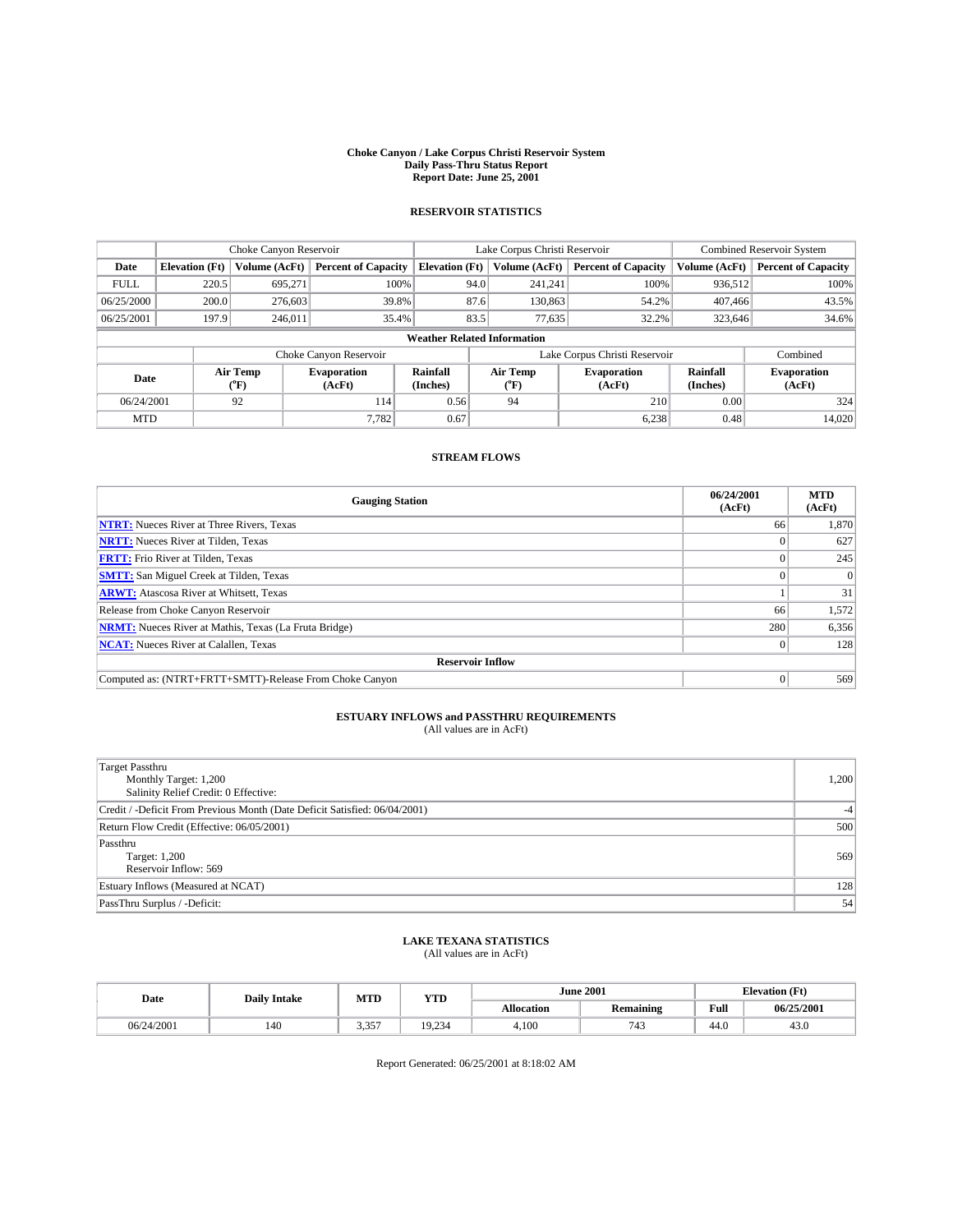# Choke Canyon / Lake Corpus Christi Reservoir System
## Daily Pass-Thru Status Report
## Report Date: June 25, 2001

### RESERVOIR STATISTICS

| | Choke Canyon Reservoir | | | Lake Corpus Christi Reservoir | | | Combined Reservoir System | |
|---|---|---|---|---|---|---|---|---|
| Date | Elevation (Ft) | Volume (AcFt) | Percent of Capacity | Elevation (Ft) | Volume (AcFt) | Percent of Capacity | Volume (AcFt) | Percent of Capacity |
| FULL | 220.5 | 695,271 | 100% | 94.0 | 241,241 | 100% | 936,512 | 100% |
| 06/25/2000 | 200.0 | 276,603 | 39.8% | 87.6 | 130,863 | 54.2% | 407,466 | 43.5% |
| 06/25/2001 | 197.9 | 246,011 | 35.4% | 83.5 | 77,635 | 32.2% | 323,646 | 34.6% |

**Weather Related Information**

| | Choke Canyon Reservoir | | | Lake Corpus Christi Reservoir | | | Combined |
|---|---|---|---|---|---|---|---|
| Date | Air Temp (°F) | Evaporation (AcFt) | Rainfall (Inches) | Air Temp (°F) | Evaporation (AcFt) | Rainfall (Inches) | Evaporation (AcFt) |
| 06/24/2001 | 92 | 114 | 0.56 | 94 | 210 | 0.00 | 324 |
| MTD | | 7,782 | 0.67 | | 6,238 | 0.48 | 14,020 |

### STREAM FLOWS

| Gauging Station | 06/24/2001 (AcFt) | MTD (AcFt) |
|---|---|---|
| NTRT: Nueces River at Three Rivers, Texas | 66 | 1,870 |
| NRTT: Nueces River at Tilden, Texas | 0 | 627 |
| FRTT: Frio River at Tilden, Texas | 0 | 245 |
| SMTT: San Miguel Creek at Tilden, Texas | 0 | 0 |
| ARWT: Atascosa River at Whitsett, Texas | 1 | 31 |
| Release from Choke Canyon Reservoir | 66 | 1,572 |
| NRMT: Nueces River at Mathis, Texas (La Fruta Bridge) | 280 | 6,356 |
| NCAT: Nueces River at Calallen, Texas | 0 | 128 |
| **Reservoir Inflow** | | |
| Computed as: (NTRT+FRTT+SMTT)-Release From Choke Canyon | 0 | 569 |

### ESTUARY INFLOWS and PASSTHRU REQUIREMENTS
(All values are in AcFt)

| | |
|---|---|
| Target Passthru<br>Monthly Target: 1,200<br>Salinity Relief Credit: 0 Effective: | 1,200 |
| Credit / -Deficit From Previous Month (Date Deficit Satisfied: 06/04/2001) | -4 |
| Return Flow Credit (Effective: 06/05/2001) | 500 |
| Passthru<br>Target: 1,200<br>Reservoir Inflow: 569 | 569 |
| Estuary Inflows (Measured at NCAT) | 128 |
| PassThru Surplus / -Deficit: | 54 |

### LAKE TEXANA STATISTICS
(All values are in AcFt)

| Date | Daily Intake | MTD | YTD | June 2001 | | Elevation (Ft) | |
|---|---|---|---|---|---|---|---|
| | | | | Allocation | Remaining | Full | 06/25/2001 |
| 06/24/2001 | 140 | 3,357 | 19,234 | 4,100 | 743 | 44.0 | 43.0 |

Report Generated: 06/25/2001 at 8:18:02 AM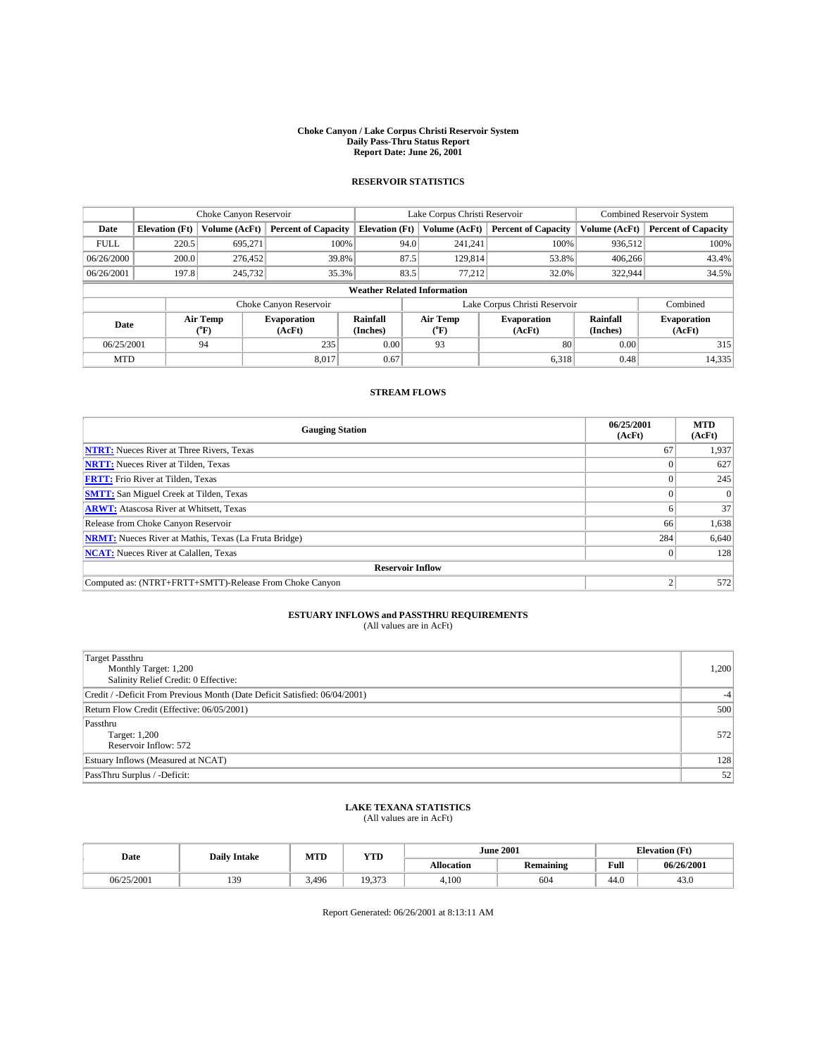**Choke Canyon / Lake Corpus Christi Reservoir System**
**Daily Pass-Thru Status Report**
**Report Date: June 26, 2001**

## RESERVOIR STATISTICS

| | Choke Canyon Reservoir | | | Lake Corpus Christi Reservoir | | | Combined Reservoir System | |
|---|---|---|---|---|---|---|---|---|
| **Date** | **Elevation (Ft)** | **Volume (AcFt)** | **Percent of Capacity** | **Elevation (Ft)** | **Volume (AcFt)** | **Percent of Capacity** | **Volume (AcFt)** | **Percent of Capacity** |
| FULL | 220.5 | 695,271 | 100% | 94.0 | 241,241 | 100% | 936,512 | 100% |
| 06/26/2000 | 200.0 | 276,452 | 39.8% | 87.5 | 129,814 | 53.8% | 406,266 | 43.4% |
| 06/26/2001 | 197.8 | 245,732 | 35.3% | 83.5 | 77,212 | 32.0% | 322,944 | 34.5% |

**Weather Related Information**

| | Choke Canyon Reservoir | | | Lake Corpus Christi Reservoir | | | Combined |
|---|---|---|---|---|---|---|---|
| **Date** | **Air Temp (°F)** | **Evaporation (AcFt)** | **Rainfall (Inches)** | **Air Temp (°F)** | **Evaporation (AcFt)** | **Rainfall (Inches)** | **Evaporation (AcFt)** |
| 06/25/2001 | 94 | 235 | 0.00 | 93 | 80 | 0.00 | 315 |
| MTD | | 8,017 | 0.67 | | 6,318 | 0.48 | 14,335 |

## STREAM FLOWS

| Gauging Station | 06/25/2001 (AcFt) | MTD (AcFt) |
|---|---|---|
| **NTRT:** Nueces River at Three Rivers, Texas | 67 | 1,937 |
| **NRTT:** Nueces River at Tilden, Texas | 0 | 627 |
| **FRTT:** Frio River at Tilden, Texas | 0 | 245 |
| **SMTT:** San Miguel Creek at Tilden, Texas | 0 | 0 |
| **ARWT:** Atascosa River at Whitsett, Texas | 6 | 37 |
| Release from Choke Canyon Reservoir | 66 | 1,638 |
| **NRMT:** Nueces River at Mathis, Texas (La Fruta Bridge) | 284 | 6,640 |
| **NCAT:** Nueces River at Calallen, Texas | 0 | 128 |
| **Reservoir Inflow** | | |
| Computed as: (NTRT+FRTT+SMTT)-Release From Choke Canyon | 2 | 572 |

## ESTUARY INFLOWS and PASSTHRU REQUIREMENTS

(All values are in AcFt)

| | |
|---|---|
| Target Passthru<br>Monthly Target: 1,200<br>Salinity Relief Credit: 0 Effective: | 1,200 |
| Credit / -Deficit From Previous Month (Date Deficit Satisfied: 06/04/2001) | -4 |
| Return Flow Credit (Effective: 06/05/2001) | 500 |
| Passthru<br>Target: 1,200<br>Reservoir Inflow: 572 | 572 |
| Estuary Inflows (Measured at NCAT) | 128 |
| PassThru Surplus / -Deficit: | 52 |

## LAKE TEXANA STATISTICS

(All values are in AcFt)

| Date | Daily Intake | MTD | YTD | June 2001 | | Elevation (Ft) | |
|---|---|---|---|---|---|---|---|
| | | | | **Allocation** | **Remaining** | **Full** | **06/26/2001** |
| 06/25/2001 | 139 | 3,496 | 19,373 | 4,100 | 604 | 44.0 | 43.0 |

Report Generated: 06/26/2001 at 8:13:11 AM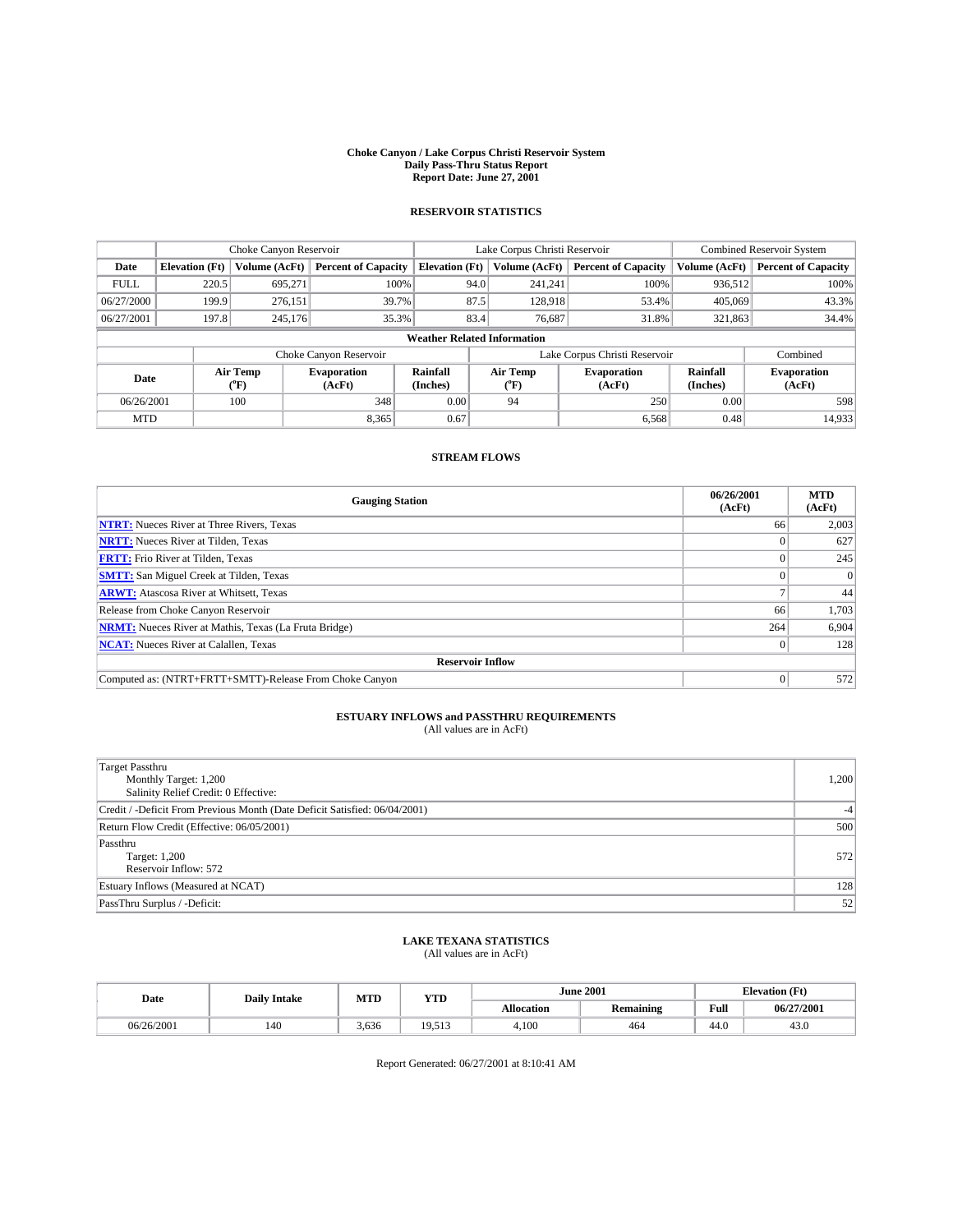# Choke Canyon / Lake Corpus Christi Reservoir System
## Daily Pass-Thru Status Report
## Report Date: June 27, 2001

### RESERVOIR STATISTICS

| | Choke Canyon Reservoir | | | Lake Corpus Christi Reservoir | | | Combined Reservoir System | |
|---|---|---|---|---|---|---|---|---|
| Date | Elevation (Ft) | Volume (AcFt) | Percent of Capacity | Elevation (Ft) | Volume (AcFt) | Percent of Capacity | Volume (AcFt) | Percent of Capacity |
| FULL | 220.5 | 695,271 | 100% | 94.0 | 241,241 | 100% | 936,512 | 100% |
| 06/27/2000 | 199.9 | 276,151 | 39.7% | 87.5 | 128,918 | 53.4% | 405,069 | 43.3% |
| 06/27/2001 | 197.8 | 245,176 | 35.3% | 83.4 | 76,687 | 31.8% | 321,863 | 34.4% |

**Weather Related Information**

| | Choke Canyon Reservoir | | | Lake Corpus Christi Reservoir | | | Combined |
|---|---|---|---|---|---|---|---|
| Date | Air Temp (°F) | Evaporation (AcFt) | Rainfall (Inches) | Air Temp (°F) | Evaporation (AcFt) | Rainfall (Inches) | Evaporation (AcFt) |
| 06/26/2001 | 100 | 348 | 0.00 | 94 | 250 | 0.00 | 598 |
| MTD | | 8,365 | 0.67 | | 6,568 | 0.48 | 14,933 |

### STREAM FLOWS

| Gauging Station | 06/26/2001 (AcFt) | MTD (AcFt) |
|---|---|---|
| NTRT: Nueces River at Three Rivers, Texas | 66 | 2,003 |
| NRTT: Nueces River at Tilden, Texas | 0 | 627 |
| FRTT: Frio River at Tilden, Texas | 0 | 245 |
| SMTT: San Miguel Creek at Tilden, Texas | 0 | 0 |
| ARWT: Atascosa River at Whitsett, Texas | 7 | 44 |
| Release from Choke Canyon Reservoir | 66 | 1,703 |
| NRMT: Nueces River at Mathis, Texas (La Fruta Bridge) | 264 | 6,904 |
| NCAT: Nueces River at Calallen, Texas | 0 | 128 |
| **Reservoir Inflow** | | |
| Computed as: (NTRT+FRTT+SMTT)-Release From Choke Canyon | 0 | 572 |

### ESTUARY INFLOWS and PASSTHRU REQUIREMENTS
(All values are in AcFt)

| | |
|---|---|
| Target Passthru<br>Monthly Target: 1,200<br>Salinity Relief Credit: 0 Effective: | 1,200 |
| Credit / -Deficit From Previous Month (Date Deficit Satisfied: 06/04/2001) | -4 |
| Return Flow Credit (Effective: 06/05/2001) | 500 |
| Passthru<br>Target: 1,200<br>Reservoir Inflow: 572 | 572 |
| Estuary Inflows (Measured at NCAT) | 128 |
| PassThru Surplus / -Deficit: | 52 |

### LAKE TEXANA STATISTICS
(All values are in AcFt)

| Date | Daily Intake | MTD | YTD | June 2001 | | Elevation (Ft) | |
|---|---|---|---|---|---|---|---|
| | | | | Allocation | Remaining | Full | 06/27/2001 |
| 06/26/2001 | 140 | 3,636 | 19,513 | 4,100 | 464 | 44.0 | 43.0 |

Report Generated: 06/27/2001 at 8:10:41 AM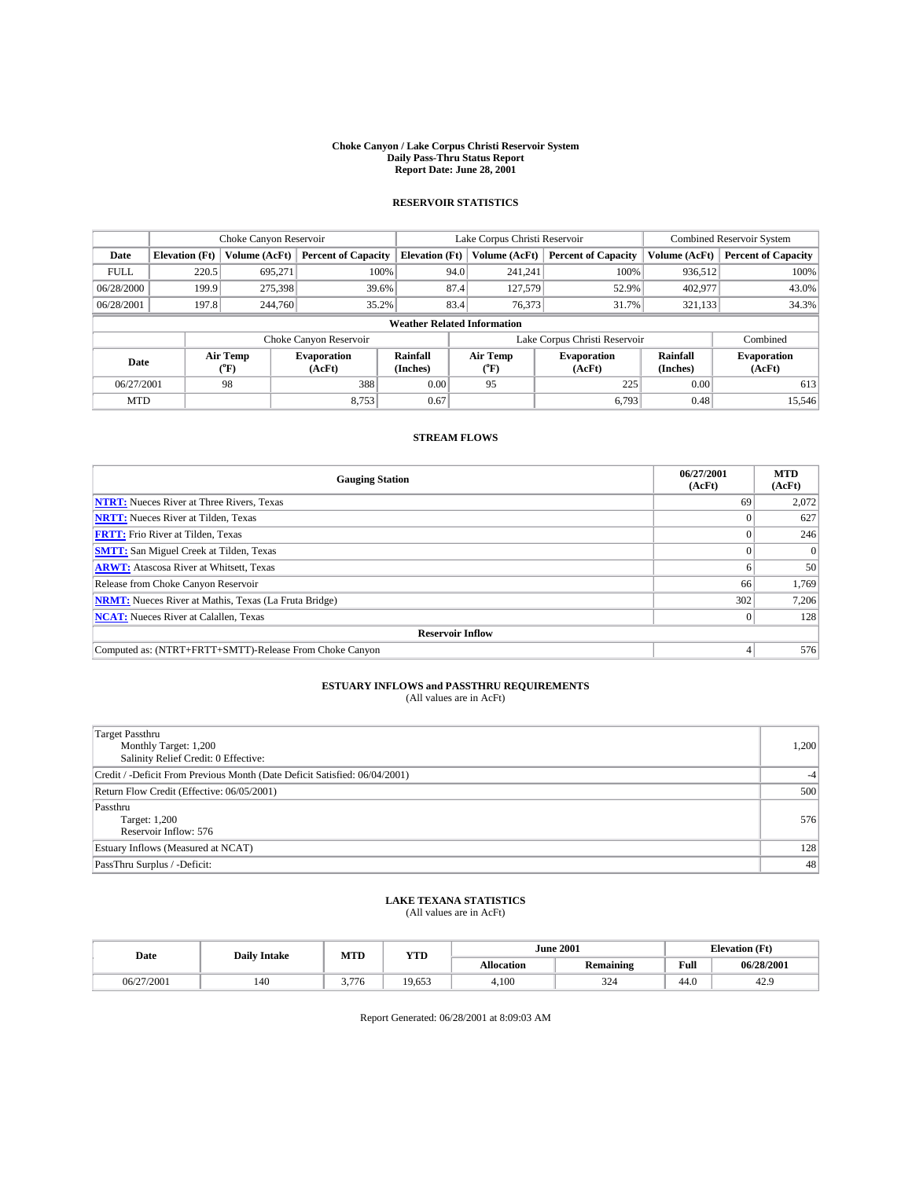**Choke Canyon / Lake Corpus Christi Reservoir System**
**Daily Pass-Thru Status Report**
**Report Date: June 28, 2001**

## RESERVOIR STATISTICS

| | Choke Canyon Reservoir | | | Lake Corpus Christi Reservoir | | | Combined Reservoir System | |
|---|---|---|---|---|---|---|---|---|
| **Date** | **Elevation (Ft)** | **Volume (AcFt)** | **Percent of Capacity** | **Elevation (Ft)** | **Volume (AcFt)** | **Percent of Capacity** | **Volume (AcFt)** | **Percent of Capacity** |
| FULL | 220.5 | 695,271 | 100% | 94.0 | 241,241 | 100% | 936,512 | 100% |
| 06/28/2000 | 199.9 | 275,398 | 39.6% | 87.4 | 127,579 | 52.9% | 402,977 | 43.0% |
| 06/28/2001 | 197.8 | 244,760 | 35.2% | 83.4 | 76,373 | 31.7% | 321,133 | 34.3% |

**Weather Related Information**

| | Choke Canyon Reservoir | | | Lake Corpus Christi Reservoir | | | Combined |
|---|---|---|---|---|---|---|---|
| **Date** | **Air Temp (°F)** | **Evaporation (AcFt)** | **Rainfall (Inches)** | **Air Temp (°F)** | **Evaporation (AcFt)** | **Rainfall (Inches)** | **Evaporation (AcFt)** |
| 06/27/2001 | 98 | 388 | 0.00 | 95 | 225 | 0.00 | 613 |
| MTD | | 8,753 | 0.67 | | 6,793 | 0.48 | 15,546 |

## STREAM FLOWS

| Gauging Station | 06/27/2001 (AcFt) | MTD (AcFt) |
|---|---|---|
| **NTRT:** Nueces River at Three Rivers, Texas | 69 | 2,072 |
| **NRTT:** Nueces River at Tilden, Texas | 0 | 627 |
| **FRTT:** Frio River at Tilden, Texas | 0 | 246 |
| **SMTT:** San Miguel Creek at Tilden, Texas | 0 | 0 |
| **ARWT:** Atascosa River at Whitsett, Texas | 6 | 50 |
| Release from Choke Canyon Reservoir | 66 | 1,769 |
| **NRMT:** Nueces River at Mathis, Texas (La Fruta Bridge) | 302 | 7,206 |
| **NCAT:** Nueces River at Calallen, Texas | 0 | 128 |
| **Reservoir Inflow** | | |
| Computed as: (NTRT+FRTT+SMTT)-Release From Choke Canyon | 4 | 576 |

## ESTUARY INFLOWS and PASSTHRU REQUIREMENTS
(All values are in AcFt)

| | |
|---|---|
| Target Passthru<br>Monthly Target: 1,200<br>Salinity Relief Credit: 0 Effective: | 1,200 |
| Credit / -Deficit From Previous Month (Date Deficit Satisfied: 06/04/2001) | -4 |
| Return Flow Credit (Effective: 06/05/2001) | 500 |
| Passthru<br>Target: 1,200<br>Reservoir Inflow: 576 | 576 |
| Estuary Inflows (Measured at NCAT) | 128 |
| PassThru Surplus / -Deficit: | 48 |

## LAKE TEXANA STATISTICS
(All values are in AcFt)

| Date | Daily Intake | MTD | YTD | June 2001 | | Elevation (Ft) | |
|---|---|---|---|---|---|---|---|
| | | | | **Allocation** | **Remaining** | **Full** | **06/28/2001** |
| 06/27/2001 | 140 | 3,776 | 19,653 | 4,100 | 324 | 44.0 | 42.9 |

Report Generated: 06/28/2001 at 8:09:03 AM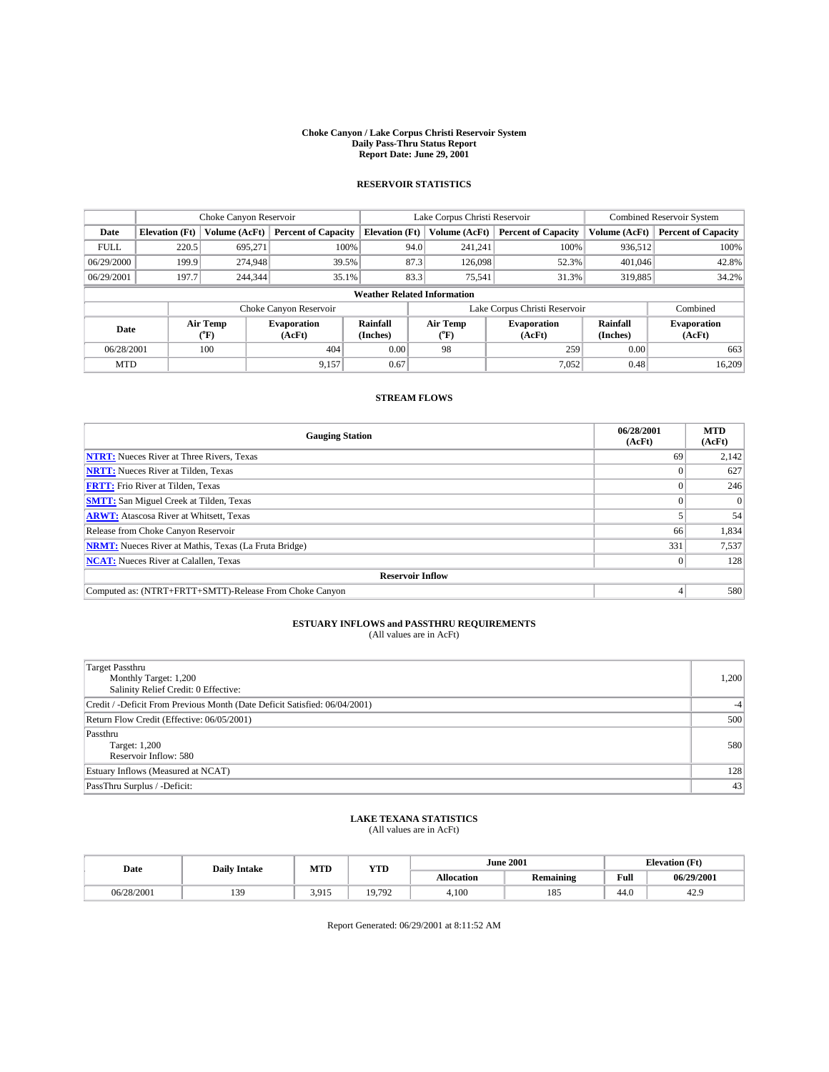# Choke Canyon / Lake Corpus Christi Reservoir System
## Daily Pass-Thru Status Report
## Report Date: June 29, 2001

### RESERVOIR STATISTICS

| | Choke Canyon Reservoir | | | Lake Corpus Christi Reservoir | | | Combined Reservoir System | |
|---|---|---|---|---|---|---|---|---|
| Date | Elevation (Ft) | Volume (AcFt) | Percent of Capacity | Elevation (Ft) | Volume (AcFt) | Percent of Capacity | Volume (AcFt) | Percent of Capacity |
| FULL | 220.5 | 695,271 | 100% | 94.0 | 241,241 | 100% | 936,512 | 100% |
| 06/29/2000 | 199.9 | 274,948 | 39.5% | 87.3 | 126,098 | 52.3% | 401,046 | 42.8% |
| 06/29/2001 | 197.7 | 244,344 | 35.1% | 83.3 | 75,541 | 31.3% | 319,885 | 34.2% |

**Weather Related Information**

| | Choke Canyon Reservoir | | | Lake Corpus Christi Reservoir | | | Combined |
|---|---|---|---|---|---|---|---|
| Date | Air Temp (°F) | Evaporation (AcFt) | Rainfall (Inches) | Air Temp (°F) | Evaporation (AcFt) | Rainfall (Inches) | Evaporation (AcFt) |
| 06/28/2001 | 100 | 404 | 0.00 | 98 | 259 | 0.00 | 663 |
| MTD | | 9,157 | 0.67 | | 7,052 | 0.48 | 16,209 |

### STREAM FLOWS

| Gauging Station | 06/28/2001 (AcFt) | MTD (AcFt) |
|---|---|---|
| NTRT: Nueces River at Three Rivers, Texas | 69 | 2,142 |
| NRTT: Nueces River at Tilden, Texas | 0 | 627 |
| FRTT: Frio River at Tilden, Texas | 0 | 246 |
| SMTT: San Miguel Creek at Tilden, Texas | 0 | 0 |
| ARWT: Atascosa River at Whitsett, Texas | 5 | 54 |
| Release from Choke Canyon Reservoir | 66 | 1,834 |
| NRMT: Nueces River at Mathis, Texas (La Fruta Bridge) | 331 | 7,537 |
| NCAT: Nueces River at Calallen, Texas | 0 | 128 |
| **Reservoir Inflow** | | |
| Computed as: (NTRT+FRTT+SMTT)-Release From Choke Canyon | 4 | 580 |

### ESTUARY INFLOWS and PASSTHRU REQUIREMENTS
(All values are in AcFt)

| | |
|---|---|
| Target Passthru<br>Monthly Target: 1,200<br>Salinity Relief Credit: 0 Effective: | 1,200 |
| Credit / -Deficit From Previous Month (Date Deficit Satisfied: 06/04/2001) | -4 |
| Return Flow Credit (Effective: 06/05/2001) | 500 |
| Passthru<br>Target: 1,200<br>Reservoir Inflow: 580 | 580 |
| Estuary Inflows (Measured at NCAT) | 128 |
| PassThru Surplus / -Deficit: | 43 |

### LAKE TEXANA STATISTICS
(All values are in AcFt)

| Date | Daily Intake | MTD | YTD | June 2001 | | Elevation (Ft) | |
|---|---|---|---|---|---|---|---|
| | | | | Allocation | Remaining | Full | 06/29/2001 |
| 06/28/2001 | 139 | 3,915 | 19,792 | 4,100 | 185 | 44.0 | 42.9 |

Report Generated: 06/29/2001 at 8:11:52 AM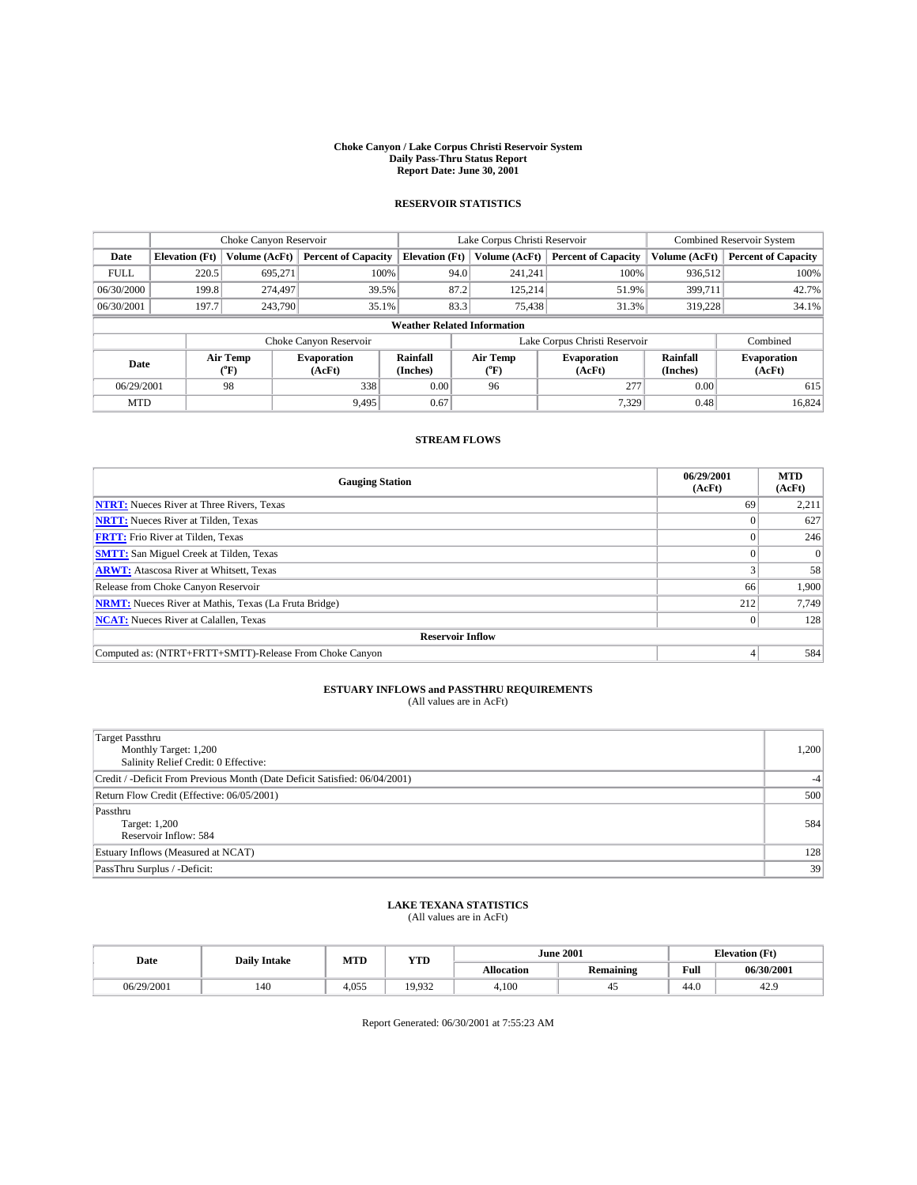**Choke Canyon / Lake Corpus Christi Reservoir System**
**Daily Pass-Thru Status Report**
**Report Date: June 30, 2001**

## RESERVOIR STATISTICS

| | Choke Canyon Reservoir | | | Lake Corpus Christi Reservoir | | | Combined Reservoir System | |
|---|---|---|---|---|---|---|---|---|
| Date | Elevation (Ft) | Volume (AcFt) | Percent of Capacity | Elevation (Ft) | Volume (AcFt) | Percent of Capacity | Volume (AcFt) | Percent of Capacity |
| FULL | 220.5 | 695,271 | 100% | 94.0 | 241,241 | 100% | 936,512 | 100% |
| 06/30/2000 | 199.8 | 274,497 | 39.5% | 87.2 | 125,214 | 51.9% | 399,711 | 42.7% |
| 06/30/2001 | 197.7 | 243,790 | 35.1% | 83.3 | 75,438 | 31.3% | 319,228 | 34.1% |

**Weather Related Information**

| | Choke Canyon Reservoir | | | Lake Corpus Christi Reservoir | | | Combined |
|---|---|---|---|---|---|---|---|
| Date | Air Temp (°F) | Evaporation (AcFt) | Rainfall (Inches) | Air Temp (°F) | Evaporation (AcFt) | Rainfall (Inches) | Evaporation (AcFt) |
| 06/29/2001 | 98 | 338 | 0.00 | 96 | 277 | 0.00 | 615 |
| MTD | | 9,495 | 0.67 | | 7,329 | 0.48 | 16,824 |

## STREAM FLOWS

| Gauging Station | 06/29/2001 (AcFt) | MTD (AcFt) |
|---|---|---|
| NTRT: Nueces River at Three Rivers, Texas | 69 | 2,211 |
| NRTT: Nueces River at Tilden, Texas | 0 | 627 |
| FRTT: Frio River at Tilden, Texas | 0 | 246 |
| SMTT: San Miguel Creek at Tilden, Texas | 0 | 0 |
| ARWT: Atascosa River at Whitsett, Texas | 3 | 58 |
| Release from Choke Canyon Reservoir | 66 | 1,900 |
| NRMT: Nueces River at Mathis, Texas (La Fruta Bridge) | 212 | 7,749 |
| NCAT: Nueces River at Calallen, Texas | 0 | 128 |
| **Reservoir Inflow** | | |
| Computed as: (NTRT+FRTT+SMTT)-Release From Choke Canyon | 4 | 584 |

## ESTUARY INFLOWS and PASSTHRU REQUIREMENTS

(All values are in AcFt)

| | |
|---|---|
| Target Passthru<br>Monthly Target: 1,200<br>Salinity Relief Credit: 0 Effective: | 1,200 |
| Credit / -Deficit From Previous Month (Date Deficit Satisfied: 06/04/2001) | -4 |
| Return Flow Credit (Effective: 06/05/2001) | 500 |
| Passthru<br>Target: 1,200<br>Reservoir Inflow: 584 | 584 |
| Estuary Inflows (Measured at NCAT) | 128 |
| PassThru Surplus / -Deficit: | 39 |

## LAKE TEXANA STATISTICS

(All values are in AcFt)

| Date | Daily Intake | MTD | YTD | June 2001 | | Elevation (Ft) | |
|---|---|---|---|---|---|---|---|
| | | | | Allocation | Remaining | Full | 06/30/2001 |
| 06/29/2001 | 140 | 4,055 | 19,932 | 4,100 | 45 | 44.0 | 42.9 |

Report Generated: 06/30/2001 at 7:55:23 AM